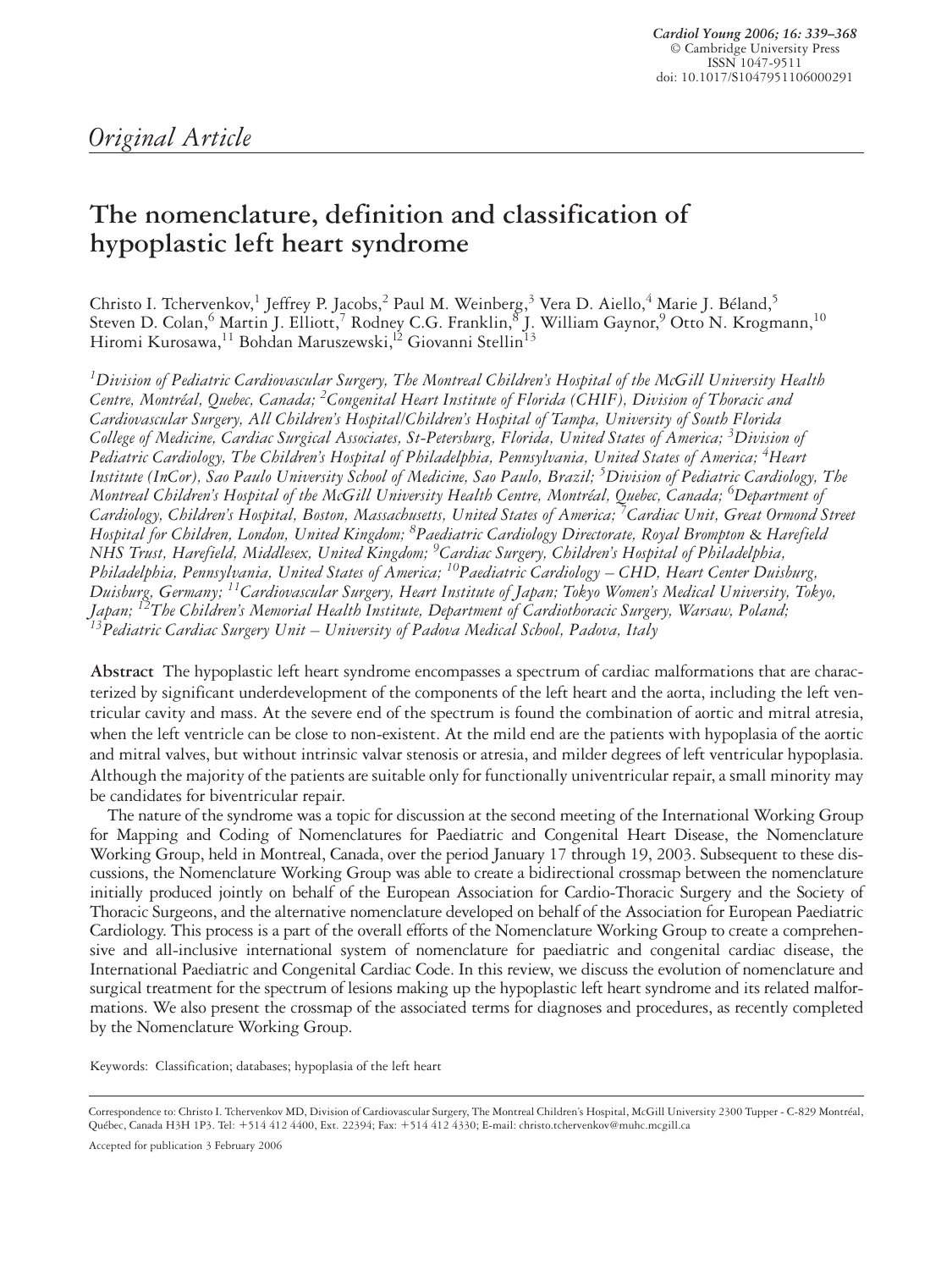*Original Article*

# The nomenclature, definition and classification of hypoplastic left heart syndrome

Christo I. Tchervenkov,[1] Jeffrey P. Jacobs,[2] Paul M. Weinberg,[3] Vera D. Aiello,[4] Marie J. Béland,[5] Steven D. Colan,[6] Martin J. Elliott,[7] Rodney C.G. Franklin,[8] J. William Gaynor,[9] Otto N. Krogmann,[10] Hiromi Kurosawa,[11] Bohdan Maruszewski,[12] Giovanni Stellin[13]

*[1]Division of Pediatric Cardiovascular Surgery, The Montreal Children's Hospital of the McGill University Health Centre, Montréal, Quebec, Canada; [2]Congenital Heart Institute of Florida (CHIF), Division of Thoracic and Cardiovascular Surgery, All Children's Hospital/Children's Hospital of Tampa, University of South Florida College of Medicine, Cardiac Surgical Associates, St-Petersburg, Florida, United States of America; [3]Division of Pediatric Cardiology, The Children's Hospital of Philadelphia, Pennsylvania, United States of America; [4]Heart Institute (InCor), Sao Paulo University School of Medicine, Sao Paulo, Brazil; [5]Division of Pediatric Cardiology, The Montreal Children's Hospital of the McGill University Health Centre, Montréal, Quebec, Canada; [6]Department of Cardiology, Children's Hospital, Boston, Massachusetts, United States of America; [7]Cardiac Unit, Great Ormond Street Hospital for Children, London, United Kingdom; [8]Paediatric Cardiology Directorate, Royal Brompton & Harefield NHS Trust, Harefield, Middlesex, United Kingdom; [9]Cardiac Surgery, Children's Hospital of Philadelphia, Philadelphia, Pennsylvania, United States of America; [10]Paediatric Cardiology – CHD, Heart Center Duisburg, Duisburg, Germany; [11]Cardiovascular Surgery, Heart Institute of Japan; Tokyo Women's Medical University, Tokyo, Japan; [12]The Children's Memorial Health Institute, Department of Cardiothoracic Surgery, Warsaw, Poland; [13]Pediatric Cardiac Surgery Unit – University of Padova Medical School, Padova, Italy*

**Abstract** The hypoplastic left heart syndrome encompasses a spectrum of cardiac malformations that are characterized by significant underdevelopment of the components of the left heart and the aorta, including the left ventricular cavity and mass. At the severe end of the spectrum is found the combination of aortic and mitral atresia, when the left ventricle can be close to non-existent. At the mild end are the patients with hypoplasia of the aortic and mitral valves, but without intrinsic valvar stenosis or atresia, and milder degrees of left ventricular hypoplasia. Although the majority of the patients are suitable only for functionally univentricular repair, a small minority may be candidates for biventricular repair.

The nature of the syndrome was a topic for discussion at the second meeting of the International Working Group for Mapping and Coding of Nomenclatures for Paediatric and Congenital Heart Disease, the Nomenclature Working Group, held in Montreal, Canada, over the period January 17 through 19, 2003. Subsequent to these discussions, the Nomenclature Working Group was able to create a bidirectional crossmap between the nomenclature initially produced jointly on behalf of the European Association for Cardio-Thoracic Surgery and the Society of Thoracic Surgeons, and the alternative nomenclature developed on behalf of the Association for European Paediatric Cardiology. This process is a part of the overall efforts of the Nomenclature Working Group to create a comprehensive and all-inclusive international system of nomenclature for paediatric and congenital cardiac disease, the International Paediatric and Congenital Cardiac Code. In this review, we discuss the evolution of nomenclature and surgical treatment for the spectrum of lesions making up the hypoplastic left heart syndrome and its related malformations. We also present the crossmap of the associated terms for diagnoses and procedures, as recently completed by the Nomenclature Working Group.

Keywords: Classification; databases; hypoplasia of the left heart

Correspondence to: Christo I. Tchervenkov MD, Division of Cardiovascular Surgery, The Montreal Children's Hospital, McGill University 2300 Tupper - C-829 Montréal, Québec, Canada H3H 1P3. Tel: +514 412 4400, Ext. 22394; Fax: +514 412 4330; E-mail: christo.tchervenkov@muhc.mcgill.ca

Accepted for publication 3 February 2006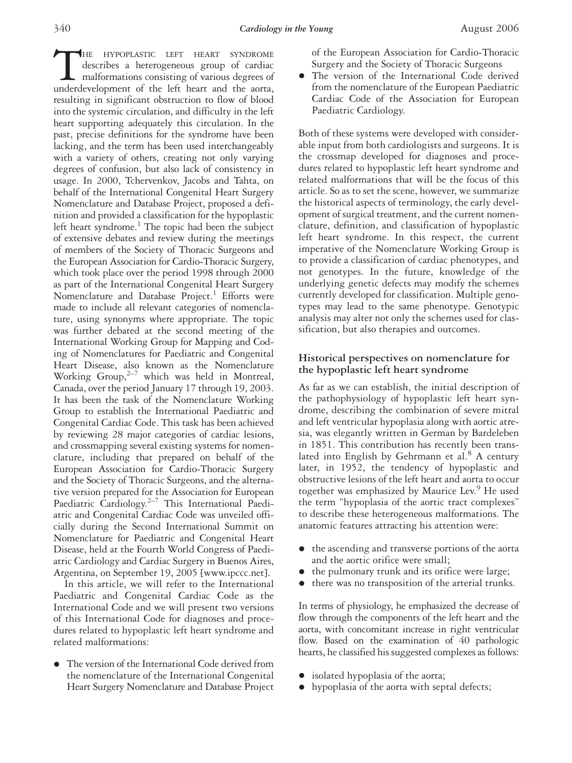The hypoplastic left heart syndrome describes a heterogeneous group of cardiac malformations consisting of various degrees of underdevelopment of the left heart and the aorta, resulting in significant obstruction to flow of blood into the systemic circulation, and difficulty in the left heart supporting adequately this circulation. In the past, precise definitions for the syndrome have been lacking, and the term has been used interchangeably with a variety of others, creating not only varying degrees of confusion, but also lack of consistency in usage. In 2000, Tchervenkov, Jacobs and Tahta, on behalf of the International Congenital Heart Surgery Nomenclature and Database Project, proposed a definition and provided a classification for the hypoplastic left heart syndrome.[1] The topic had been the subject of extensive debates and review during the meetings of members of the Society of Thoracic Surgeons and the European Association for Cardio-Thoracic Surgery, which took place over the period 1998 through 2000 as part of the International Congenital Heart Surgery Nomenclature and Database Project.[1] Efforts were made to include all relevant categories of nomenclature, using synonyms where appropriate. The topic was further debated at the second meeting of the International Working Group for Mapping and Coding of Nomenclatures for Paediatric and Congenital Heart Disease, also known as the Nomenclature Working Group,[2–7] which was held in Montreal, Canada, over the period January 17 through 19, 2003. It has been the task of the Nomenclature Working Group to establish the International Paediatric and Congenital Cardiac Code. This task has been achieved by reviewing 28 major categories of cardiac lesions, and crossmapping several existing systems for nomenclature, including that prepared on behalf of the European Association for Cardio-Thoracic Surgery and the Society of Thoracic Surgeons, and the alternative version prepared for the Association for European Paediatric Cardiology.[2–7] This International Paediatric and Congenital Cardiac Code was unveiled officially during the Second International Summit on Nomenclature for Paediatric and Congenital Heart Disease, held at the Fourth World Congress of Paediatric Cardiology and Cardiac Surgery in Buenos Aires, Argentina, on September 19, 2005 [www.ipccc.net].

In this article, we will refer to the International Paediatric and Congenital Cardiac Code as the International Code and we will present two versions of this International Code for diagnoses and procedures related to hypoplastic left heart syndrome and related malformations:

- The version of the International Code derived from the nomenclature of the International Congenital Heart Surgery Nomenclature and Database Project of the European Association for Cardio-Thoracic Surgery and the Society of Thoracic Surgeons
- The version of the International Code derived from the nomenclature of the European Paediatric Cardiac Code of the Association for European Paediatric Cardiology.

Both of these systems were developed with considerable input from both cardiologists and surgeons. It is the crossmap developed for diagnoses and procedures related to hypoplastic left heart syndrome and related malformations that will be the focus of this article. So as to set the scene, however, we summarize the historical aspects of terminology, the early development of surgical treatment, and the current nomenclature, definition, and classification of hypoplastic left heart syndrome. In this respect, the current imperative of the Nomenclature Working Group is to provide a classification of cardiac phenotypes, and not genotypes. In the future, knowledge of the underlying genetic defects may modify the schemes currently developed for classification. Multiple genotypes may lead to the same phenotype. Genotypic analysis may alter not only the schemes used for classification, but also therapies and outcomes.

## Historical perspectives on nomenclature for the hypoplastic left heart syndrome

As far as we can establish, the initial description of the pathophysiology of hypoplastic left heart syndrome, describing the combination of severe mitral and left ventricular hypoplasia along with aortic atresia, was elegantly written in German by Bardeleben in 1851. This contribution has recently been translated into English by Gehrmann et al.[8] A century later, in 1952, the tendency of hypoplastic and obstructive lesions of the left heart and aorta to occur together was emphasized by Maurice Lev.[9] He used the term "hypoplasia of the aortic tract complexes" to describe these heterogeneous malformations. The anatomic features attracting his attention were:

- the ascending and transverse portions of the aorta and the aortic orifice were small;
- the pulmonary trunk and its orifice were large;
- there was no transposition of the arterial trunks.

In terms of physiology, he emphasized the decrease of flow through the components of the left heart and the aorta, with concomitant increase in right ventricular flow. Based on the examination of 40 pathologic hearts, he classified his suggested complexes as follows:

- isolated hypoplasia of the aorta;
- hypoplasia of the aorta with septal defects;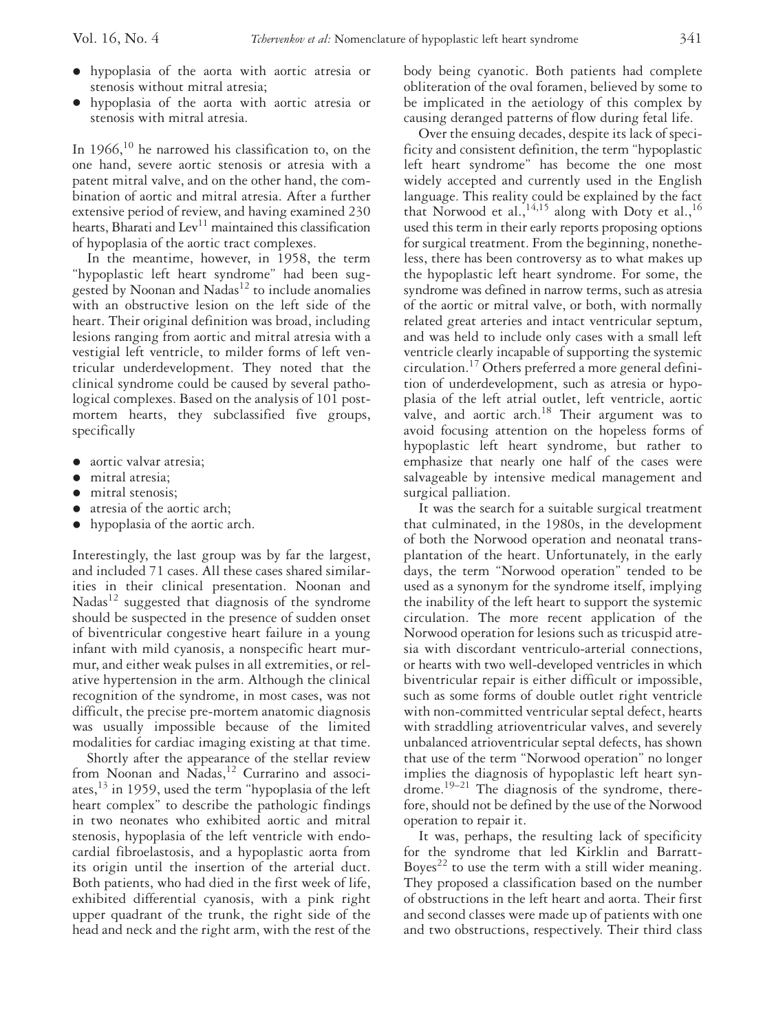- hypoplasia of the aorta with aortic atresia or stenosis without mitral atresia;
- hypoplasia of the aorta with aortic atresia or stenosis with mitral atresia.

In 1966,[10] he narrowed his classification to, on the one hand, severe aortic stenosis or atresia with a patent mitral valve, and on the other hand, the combination of aortic and mitral atresia. After a further extensive period of review, and having examined 230 hearts, Bharati and Lev[11] maintained this classification of hypoplasia of the aortic tract complexes.

In the meantime, however, in 1958, the term "hypoplastic left heart syndrome" had been suggested by Noonan and Nadas[12] to include anomalies with an obstructive lesion on the left side of the heart. Their original definition was broad, including lesions ranging from aortic and mitral atresia with a vestigial left ventricle, to milder forms of left ventricular underdevelopment. They noted that the clinical syndrome could be caused by several pathological complexes. Based on the analysis of 101 postmortem hearts, they subclassified five groups, specifically

- aortic valvar atresia;
- mitral atresia;
- mitral stenosis;
- atresia of the aortic arch;
- hypoplasia of the aortic arch.

Interestingly, the last group was by far the largest, and included 71 cases. All these cases shared similarities in their clinical presentation. Noonan and Nadas[12] suggested that diagnosis of the syndrome should be suspected in the presence of sudden onset of biventricular congestive heart failure in a young infant with mild cyanosis, a nonspecific heart murmur, and either weak pulses in all extremities, or relative hypertension in the arm. Although the clinical recognition of the syndrome, in most cases, was not difficult, the precise pre-mortem anatomic diagnosis was usually impossible because of the limited modalities for cardiac imaging existing at that time.

Shortly after the appearance of the stellar review from Noonan and Nadas,[12] Currarino and associates,[13] in 1959, used the term "hypoplasia of the left heart complex" to describe the pathologic findings in two neonates who exhibited aortic and mitral stenosis, hypoplasia of the left ventricle with endocardial fibroelastosis, and a hypoplastic aorta from its origin until the insertion of the arterial duct. Both patients, who had died in the first week of life, exhibited differential cyanosis, with a pink right upper quadrant of the trunk, the right side of the head and neck and the right arm, with the rest of the body being cyanotic. Both patients had complete obliteration of the oval foramen, believed by some to be implicated in the aetiology of this complex by causing deranged patterns of flow during fetal life.

Over the ensuing decades, despite its lack of specificity and consistent definition, the term "hypoplastic left heart syndrome" has become the one most widely accepted and currently used in the English language. This reality could be explained by the fact that Norwood et al.,[14,15] along with Doty et al.,[16] used this term in their early reports proposing options for surgical treatment. From the beginning, nonetheless, there has been controversy as to what makes up the hypoplastic left heart syndrome. For some, the syndrome was defined in narrow terms, such as atresia of the aortic or mitral valve, or both, with normally related great arteries and intact ventricular septum, and was held to include only cases with a small left ventricle clearly incapable of supporting the systemic circulation.[17] Others preferred a more general definition of underdevelopment, such as atresia or hypoplasia of the left atrial outlet, left ventricle, aortic valve, and aortic arch.[18] Their argument was to avoid focusing attention on the hopeless forms of hypoplastic left heart syndrome, but rather to emphasize that nearly one half of the cases were salvageable by intensive medical management and surgical palliation.

It was the search for a suitable surgical treatment that culminated, in the 1980s, in the development of both the Norwood operation and neonatal transplantation of the heart. Unfortunately, in the early days, the term "Norwood operation" tended to be used as a synonym for the syndrome itself, implying the inability of the left heart to support the systemic circulation. The more recent application of the Norwood operation for lesions such as tricuspid atresia with discordant ventriculo-arterial connections, or hearts with two well-developed ventricles in which biventricular repair is either difficult or impossible, such as some forms of double outlet right ventricle with non-committed ventricular septal defect, hearts with straddling atrioventricular valves, and severely unbalanced atrioventricular septal defects, has shown that use of the term "Norwood operation" no longer implies the diagnosis of hypoplastic left heart syndrome.[19–21] The diagnosis of the syndrome, therefore, should not be defined by the use of the Norwood operation to repair it.

It was, perhaps, the resulting lack of specificity for the syndrome that led Kirklin and Barratt-Boyes[22] to use the term with a still wider meaning. They proposed a classification based on the number of obstructions in the left heart and aorta. Their first and second classes were made up of patients with one and two obstructions, respectively. Their third class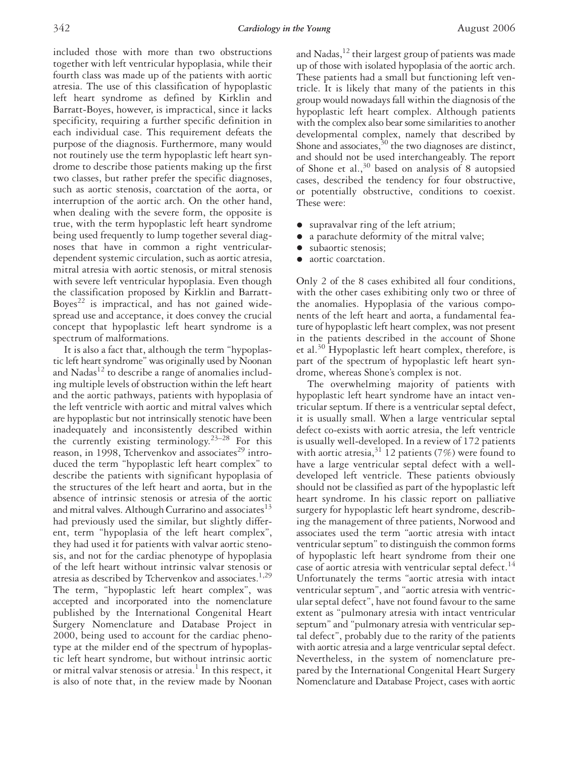included those with more than two obstructions together with left ventricular hypoplasia, while their fourth class was made up of the patients with aortic atresia. The use of this classification of hypoplastic left heart syndrome as defined by Kirklin and Barratt-Boyes, however, is impractical, since it lacks specificity, requiring a further specific definition in each individual case. This requirement defeats the purpose of the diagnosis. Furthermore, many would not routinely use the term hypoplastic left heart syndrome to describe those patients making up the first two classes, but rather prefer the specific diagnoses, such as aortic stenosis, coarctation of the aorta, or interruption of the aortic arch. On the other hand, when dealing with the severe form, the opposite is true, with the term hypoplastic left heart syndrome being used frequently to lump together several diagnoses that have in common a right ventricular-dependent systemic circulation, such as aortic atresia, mitral atresia with aortic stenosis, or mitral stenosis with severe left ventricular hypoplasia. Even though the classification proposed by Kirklin and Barratt-Boyes[22] is impractical, and has not gained widespread use and acceptance, it does convey the crucial concept that hypoplastic left heart syndrome is a spectrum of malformations.

It is also a fact that, although the term "hypoplastic left heart syndrome" was originally used by Noonan and Nadas[12] to describe a range of anomalies including multiple levels of obstruction within the left heart and the aortic pathways, patients with hypoplasia of the left ventricle with aortic and mitral valves which are hypoplastic but not intrinsically stenotic have been inadequately and inconsistently described within the currently existing terminology.[23–28] For this reason, in 1998, Tchervenkov and associates[29] introduced the term "hypoplastic left heart complex" to describe the patients with significant hypoplasia of the structures of the left heart and aorta, but in the absence of intrinsic stenosis or atresia of the aortic and mitral valves. Although Currarino and associates[13] had previously used the similar, but slightly different, term "hypoplasia of the left heart complex", they had used it for patients with valvar aortic stenosis, and not for the cardiac phenotype of hypoplasia of the left heart without intrinsic valvar stenosis or atresia as described by Tchervenkov and associates.[1,29] The term, "hypoplastic left heart complex", was accepted and incorporated into the nomenclature published by the International Congenital Heart Surgery Nomenclature and Database Project in 2000, being used to account for the cardiac phenotype at the milder end of the spectrum of hypoplastic left heart syndrome, but without intrinsic aortic or mitral valvar stenosis or atresia.[1] In this respect, it is also of note that, in the review made by Noonan and Nadas,[12] their largest group of patients was made up of those with isolated hypoplasia of the aortic arch. These patients had a small but functioning left ventricle. It is likely that many of the patients in this group would nowadays fall within the diagnosis of the hypoplastic left heart complex. Although patients with the complex also bear some similarities to another developmental complex, namely that described by Shone and associates,[30] the two diagnoses are distinct, and should not be used interchangeably. The report of Shone et al.,[30] based on analysis of 8 autopsied cases, described the tendency for four obstructive, or potentially obstructive, conditions to coexist. These were:

- supravalvar ring of the left atrium;
- a parachute deformity of the mitral valve;
- subaortic stenosis;
- aortic coarctation.

Only 2 of the 8 cases exhibited all four conditions, with the other cases exhibiting only two or three of the anomalies. Hypoplasia of the various components of the left heart and aorta, a fundamental feature of hypoplastic left heart complex, was not present in the patients described in the account of Shone et al.[30] Hypoplastic left heart complex, therefore, is part of the spectrum of hypoplastic left heart syndrome, whereas Shone's complex is not.

The overwhelming majority of patients with hypoplastic left heart syndrome have an intact ventricular septum. If there is a ventricular septal defect, it is usually small. When a large ventricular septal defect co-exists with aortic atresia, the left ventricle is usually well-developed. In a review of 172 patients with aortic atresia,[31] 12 patients (7%) were found to have a large ventricular septal defect with a well-developed left ventricle. These patients obviously should not be classified as part of the hypoplastic left heart syndrome. In his classic report on palliative surgery for hypoplastic left heart syndrome, describing the management of three patients, Norwood and associates used the term "aortic atresia with intact ventricular septum" to distinguish the common forms of hypoplastic left heart syndrome from their one case of aortic atresia with ventricular septal defect.[14] Unfortunately the terms "aortic atresia with intact ventricular septum", and "aortic atresia with ventricular septal defect", have not found favour to the same extent as "pulmonary atresia with intact ventricular septum" and "pulmonary atresia with ventricular septal defect", probably due to the rarity of the patients with aortic atresia and a large ventricular septal defect. Nevertheless, in the system of nomenclature prepared by the International Congenital Heart Surgery Nomenclature and Database Project, cases with aortic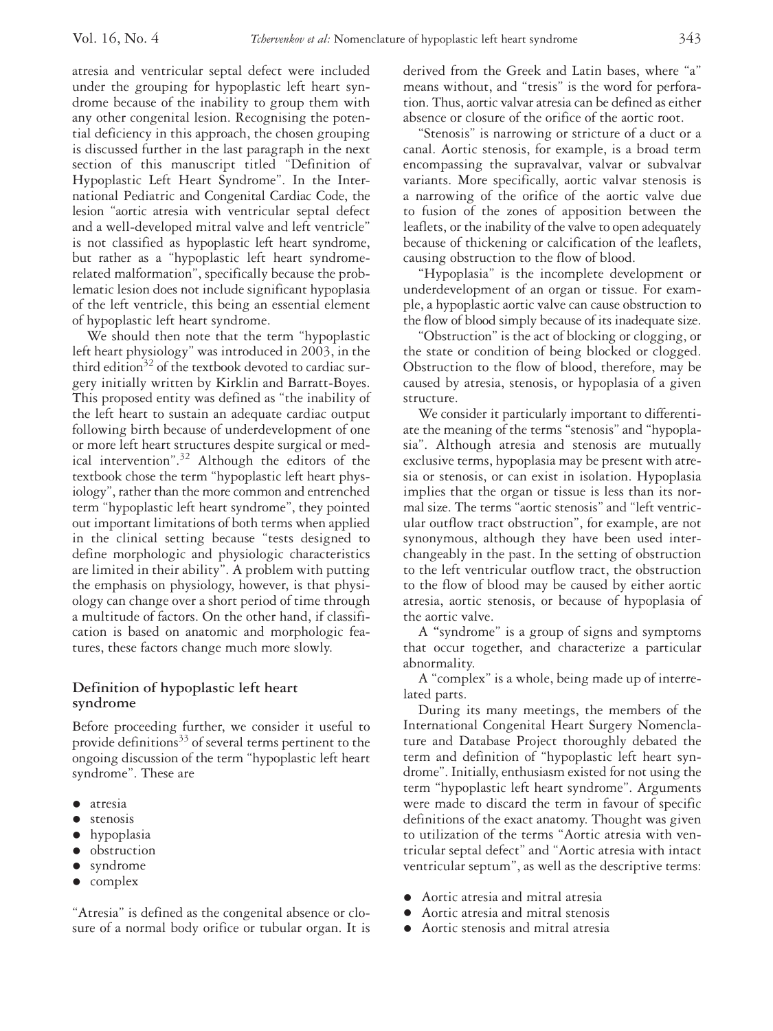atresia and ventricular septal defect were included under the grouping for hypoplastic left heart syndrome because of the inability to group them with any other congenital lesion. Recognising the potential deficiency in this approach, the chosen grouping is discussed further in the last paragraph in the next section of this manuscript titled "Definition of Hypoplastic Left Heart Syndrome". In the International Pediatric and Congenital Cardiac Code, the lesion "aortic atresia with ventricular septal defect and a well-developed mitral valve and left ventricle" is not classified as hypoplastic left heart syndrome, but rather as a "hypoplastic left heart syndrome-related malformation", specifically because the problematic lesion does not include significant hypoplasia of the left ventricle, this being an essential element of hypoplastic left heart syndrome.

We should then note that the term "hypoplastic left heart physiology" was introduced in 2003, in the third edition[32] of the textbook devoted to cardiac surgery initially written by Kirklin and Barratt-Boyes. This proposed entity was defined as "the inability of the left heart to sustain an adequate cardiac output following birth because of underdevelopment of one or more left heart structures despite surgical or medical intervention".[32] Although the editors of the textbook chose the term "hypoplastic left heart physiology", rather than the more common and entrenched term "hypoplastic left heart syndrome", they pointed out important limitations of both terms when applied in the clinical setting because "tests designed to define morphologic and physiologic characteristics are limited in their ability". A problem with putting the emphasis on physiology, however, is that physiology can change over a short period of time through a multitude of factors. On the other hand, if classification is based on anatomic and morphologic features, these factors change much more slowly.

## Definition of hypoplastic left heart syndrome

Before proceeding further, we consider it useful to provide definitions[33] of several terms pertinent to the ongoing discussion of the term "hypoplastic left heart syndrome". These are

- atresia
- stenosis
- hypoplasia
- obstruction
- syndrome
- complex

"Atresia" is defined as the congenital absence or closure of a normal body orifice or tubular organ. It is derived from the Greek and Latin bases, where "a" means without, and "tresis" is the word for perforation. Thus, aortic valvar atresia can be defined as either absence or closure of the orifice of the aortic root.

"Stenosis" is narrowing or stricture of a duct or a canal. Aortic stenosis, for example, is a broad term encompassing the supravalvar, valvar or subvalvar variants. More specifically, aortic valvar stenosis is a narrowing of the orifice of the aortic valve due to fusion of the zones of apposition between the leaflets, or the inability of the valve to open adequately because of thickening or calcification of the leaflets, causing obstruction to the flow of blood.

"Hypoplasia" is the incomplete development or underdevelopment of an organ or tissue. For example, a hypoplastic aortic valve can cause obstruction to the flow of blood simply because of its inadequate size.

"Obstruction" is the act of blocking or clogging, or the state or condition of being blocked or clogged. Obstruction to the flow of blood, therefore, may be caused by atresia, stenosis, or hypoplasia of a given structure.

We consider it particularly important to differentiate the meaning of the terms "stenosis" and "hypoplasia". Although atresia and stenosis are mutually exclusive terms, hypoplasia may be present with atresia or stenosis, or can exist in isolation. Hypoplasia implies that the organ or tissue is less than its normal size. The terms "aortic stenosis" and "left ventricular outflow tract obstruction", for example, are not synonymous, although they have been used interchangeably in the past. In the setting of obstruction to the left ventricular outflow tract, the obstruction to the flow of blood may be caused by either aortic atresia, aortic stenosis, or because of hypoplasia of the aortic valve.

A "syndrome" is a group of signs and symptoms that occur together, and characterize a particular abnormality.

A "complex" is a whole, being made up of interrelated parts.

During its many meetings, the members of the International Congenital Heart Surgery Nomenclature and Database Project thoroughly debated the term and definition of "hypoplastic left heart syndrome". Initially, enthusiasm existed for not using the term "hypoplastic left heart syndrome". Arguments were made to discard the term in favour of specific definitions of the exact anatomy. Thought was given to utilization of the terms "Aortic atresia with ventricular septal defect" and "Aortic atresia with intact ventricular septum", as well as the descriptive terms:

- Aortic atresia and mitral atresia
- Aortic atresia and mitral stenosis
- Aortic stenosis and mitral atresia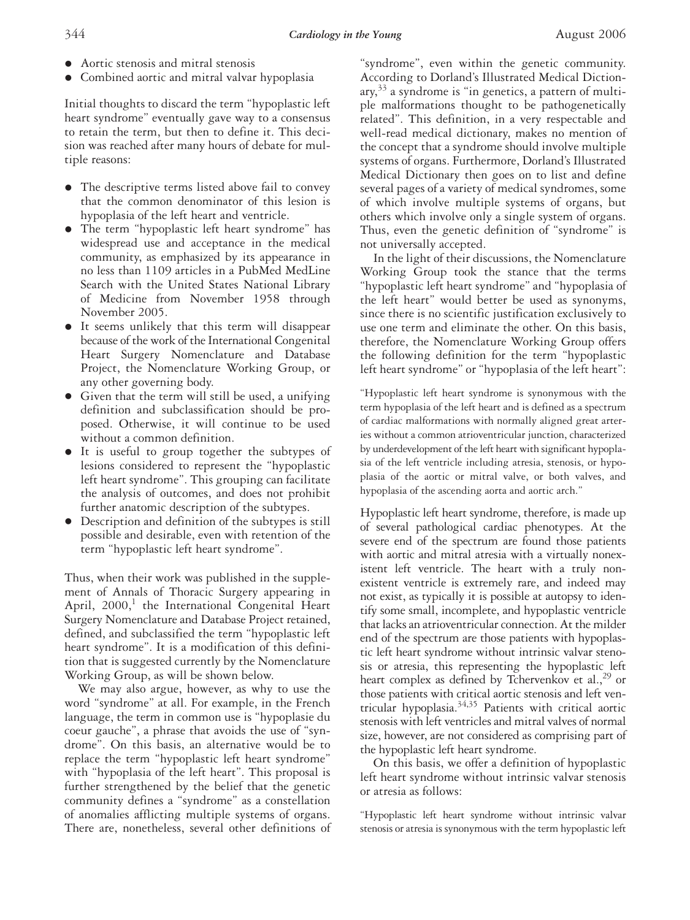- Aortic stenosis and mitral stenosis
- Combined aortic and mitral valvar hypoplasia

Initial thoughts to discard the term "hypoplastic left heart syndrome" eventually gave way to a consensus to retain the term, but then to define it. This decision was reached after many hours of debate for multiple reasons:

- The descriptive terms listed above fail to convey that the common denominator of this lesion is hypoplasia of the left heart and ventricle.
- The term "hypoplastic left heart syndrome" has widespread use and acceptance in the medical community, as emphasized by its appearance in no less than 1109 articles in a PubMed MedLine Search with the United States National Library of Medicine from November 1958 through November 2005.
- It seems unlikely that this term will disappear because of the work of the International Congenital Heart Surgery Nomenclature and Database Project, the Nomenclature Working Group, or any other governing body.
- Given that the term will still be used, a unifying definition and subclassification should be proposed. Otherwise, it will continue to be used without a common definition.
- It is useful to group together the subtypes of lesions considered to represent the "hypoplastic left heart syndrome". This grouping can facilitate the analysis of outcomes, and does not prohibit further anatomic description of the subtypes.
- Description and definition of the subtypes is still possible and desirable, even with retention of the term "hypoplastic left heart syndrome".

Thus, when their work was published in the supplement of Annals of Thoracic Surgery appearing in April, 2000,[1] the International Congenital Heart Surgery Nomenclature and Database Project retained, defined, and subclassified the term "hypoplastic left heart syndrome". It is a modification of this definition that is suggested currently by the Nomenclature Working Group, as will be shown below.

We may also argue, however, as why to use the word "syndrome" at all. For example, in the French language, the term in common use is "hypoplasie du coeur gauche", a phrase that avoids the use of "syndrome". On this basis, an alternative would be to replace the term "hypoplastic left heart syndrome" with "hypoplasia of the left heart". This proposal is further strengthened by the belief that the genetic community defines a "syndrome" as a constellation of anomalies afflicting multiple systems of organs. There are, nonetheless, several other definitions of "syndrome", even within the genetic community. According to Dorland's Illustrated Medical Dictionary,[33] a syndrome is "in genetics, a pattern of multiple malformations thought to be pathogenetically related". This definition, in a very respectable and well-read medical dictionary, makes no mention of the concept that a syndrome should involve multiple systems of organs. Furthermore, Dorland's Illustrated Medical Dictionary then goes on to list and define several pages of a variety of medical syndromes, some of which involve multiple systems of organs, but others which involve only a single system of organs. Thus, even the genetic definition of "syndrome" is not universally accepted.

In the light of their discussions, the Nomenclature Working Group took the stance that the terms "hypoplastic left heart syndrome" and "hypoplasia of the left heart" would better be used as synonyms, since there is no scientific justification exclusively to use one term and eliminate the other. On this basis, therefore, the Nomenclature Working Group offers the following definition for the term "hypoplastic left heart syndrome" or "hypoplasia of the left heart":

> "Hypoplastic left heart syndrome is synonymous with the term hypoplasia of the left heart and is defined as a spectrum of cardiac malformations with normally aligned great arteries without a common atrioventricular junction, characterized by underdevelopment of the left heart with significant hypoplasia of the left ventricle including atresia, stenosis, or hypoplasia of the aortic or mitral valve, or both valves, and hypoplasia of the ascending aorta and aortic arch."

Hypoplastic left heart syndrome, therefore, is made up of several pathological cardiac phenotypes. At the severe end of the spectrum are found those patients with aortic and mitral atresia with a virtually nonexistent left ventricle. The heart with a truly nonexistent ventricle is extremely rare, and indeed may not exist, as typically it is possible at autopsy to identify some small, incomplete, and hypoplastic ventricle that lacks an atrioventricular connection. At the milder end of the spectrum are those patients with hypoplastic left heart syndrome without intrinsic valvar stenosis or atresia, this representing the hypoplastic left heart complex as defined by Tchervenkov et al.,[29] or those patients with critical aortic stenosis and left ventricular hypoplasia.[34,35] Patients with critical aortic stenosis with left ventricles and mitral valves of normal size, however, are not considered as comprising part of the hypoplastic left heart syndrome.

On this basis, we offer a definition of hypoplastic left heart syndrome without intrinsic valvar stenosis or atresia as follows:

> "Hypoplastic left heart syndrome without intrinsic valvar stenosis or atresia is synonymous with the term hypoplastic left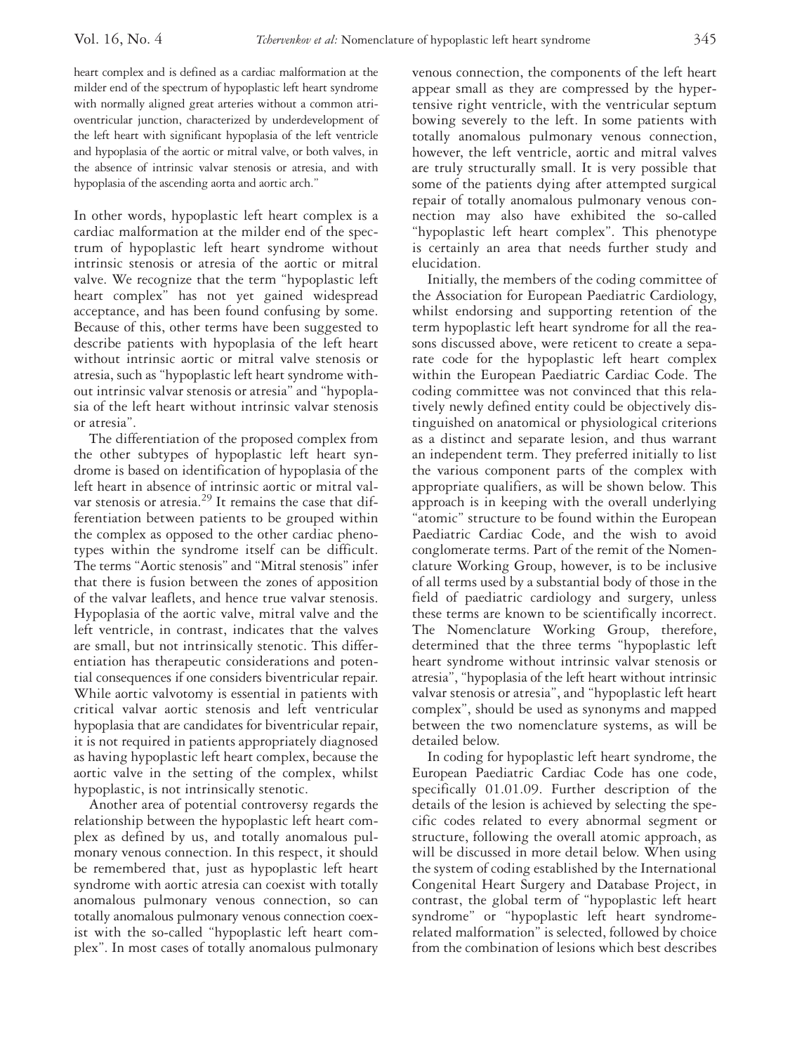heart complex and is defined as a cardiac malformation at the milder end of the spectrum of hypoplastic left heart syndrome with normally aligned great arteries without a common atrioventricular junction, characterized by underdevelopment of the left heart with significant hypoplasia of the left ventricle and hypoplasia of the aortic or mitral valve, or both valves, in the absence of intrinsic valvar stenosis or atresia, and with hypoplasia of the ascending aorta and aortic arch."

In other words, hypoplastic left heart complex is a cardiac malformation at the milder end of the spectrum of hypoplastic left heart syndrome without intrinsic stenosis or atresia of the aortic or mitral valve. We recognize that the term "hypoplastic left heart complex" has not yet gained widespread acceptance, and has been found confusing by some. Because of this, other terms have been suggested to describe patients with hypoplasia of the left heart without intrinsic aortic or mitral valve stenosis or atresia, such as "hypoplastic left heart syndrome without intrinsic valvar stenosis or atresia" and "hypoplasia of the left heart without intrinsic valvar stenosis or atresia".

The differentiation of the proposed complex from the other subtypes of hypoplastic left heart syndrome is based on identification of hypoplasia of the left heart in absence of intrinsic aortic or mitral valvar stenosis or atresia.[29] It remains the case that differentiation between patients to be grouped within the complex as opposed to the other cardiac phenotypes within the syndrome itself can be difficult. The terms "Aortic stenosis" and "Mitral stenosis" infer that there is fusion between the zones of apposition of the valvar leaflets, and hence true valvar stenosis. Hypoplasia of the aortic valve, mitral valve and the left ventricle, in contrast, indicates that the valves are small, but not intrinsically stenotic. This differentiation has therapeutic considerations and potential consequences if one considers biventricular repair. While aortic valvotomy is essential in patients with critical valvar aortic stenosis and left ventricular hypoplasia that are candidates for biventricular repair, it is not required in patients appropriately diagnosed as having hypoplastic left heart complex, because the aortic valve in the setting of the complex, whilst hypoplastic, is not intrinsically stenotic.

Another area of potential controversy regards the relationship between the hypoplastic left heart complex as defined by us, and totally anomalous pulmonary venous connection. In this respect, it should be remembered that, just as hypoplastic left heart syndrome with aortic atresia can coexist with totally anomalous pulmonary venous connection, so can totally anomalous pulmonary venous connection coexist with the so-called "hypoplastic left heart complex". In most cases of totally anomalous pulmonary venous connection, the components of the left heart appear small as they are compressed by the hypertensive right ventricle, with the ventricular septum bowing severely to the left. In some patients with totally anomalous pulmonary venous connection, however, the left ventricle, aortic and mitral valves are truly structurally small. It is very possible that some of the patients dying after attempted surgical repair of totally anomalous pulmonary venous connection may also have exhibited the so-called "hypoplastic left heart complex". This phenotype is certainly an area that needs further study and elucidation.

Initially, the members of the coding committee of the Association for European Paediatric Cardiology, whilst endorsing and supporting retention of the term hypoplastic left heart syndrome for all the reasons discussed above, were reticent to create a separate code for the hypoplastic left heart complex within the European Paediatric Cardiac Code. The coding committee was not convinced that this relatively newly defined entity could be objectively distinguished on anatomical or physiological criterions as a distinct and separate lesion, and thus warrant an independent term. They preferred initially to list the various component parts of the complex with appropriate qualifiers, as will be shown below. This approach is in keeping with the overall underlying "atomic" structure to be found within the European Paediatric Cardiac Code, and the wish to avoid conglomerate terms. Part of the remit of the Nomenclature Working Group, however, is to be inclusive of all terms used by a substantial body of those in the field of paediatric cardiology and surgery, unless these terms are known to be scientifically incorrect. The Nomenclature Working Group, therefore, determined that the three terms "hypoplastic left heart syndrome without intrinsic valvar stenosis or atresia", "hypoplasia of the left heart without intrinsic valvar stenosis or atresia", and "hypoplastic left heart complex", should be used as synonyms and mapped between the two nomenclature systems, as will be detailed below.

In coding for hypoplastic left heart syndrome, the European Paediatric Cardiac Code has one code, specifically 01.01.09. Further description of the details of the lesion is achieved by selecting the specific codes related to every abnormal segment or structure, following the overall atomic approach, as will be discussed in more detail below. When using the system of coding established by the International Congenital Heart Surgery and Database Project, in contrast, the global term of "hypoplastic left heart syndrome" or "hypoplastic left heart syndrome-related malformation" is selected, followed by choice from the combination of lesions which best describes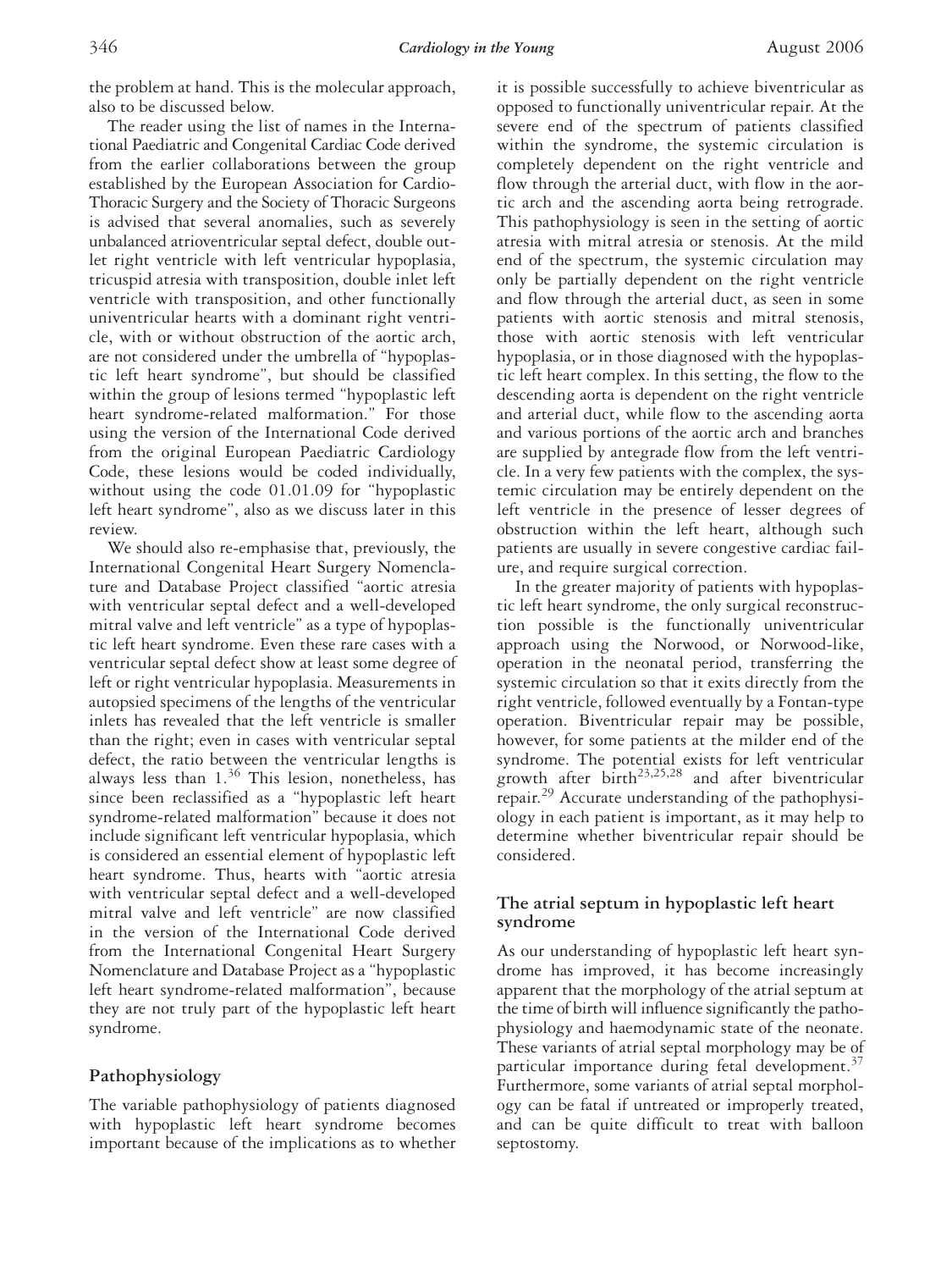the problem at hand. This is the molecular approach, also to be discussed below.

The reader using the list of names in the International Paediatric and Congenital Cardiac Code derived from the earlier collaborations between the group established by the European Association for Cardio-Thoracic Surgery and the Society of Thoracic Surgeons is advised that several anomalies, such as severely unbalanced atrioventricular septal defect, double outlet right ventricle with left ventricular hypoplasia, tricuspid atresia with transposition, double inlet left ventricle with transposition, and other functionally univentricular hearts with a dominant right ventricle, with or without obstruction of the aortic arch, are not considered under the umbrella of "hypoplastic left heart syndrome", but should be classified within the group of lesions termed "hypoplastic left heart syndrome-related malformation." For those using the version of the International Code derived from the original European Paediatric Cardiology Code, these lesions would be coded individually, without using the code 01.01.09 for "hypoplastic left heart syndrome", also as we discuss later in this review.

We should also re-emphasise that, previously, the International Congenital Heart Surgery Nomenclature and Database Project classified "aortic atresia with ventricular septal defect and a well-developed mitral valve and left ventricle" as a type of hypoplastic left heart syndrome. Even these rare cases with a ventricular septal defect show at least some degree of left or right ventricular hypoplasia. Measurements in autopsied specimens of the lengths of the ventricular inlets has revealed that the left ventricle is smaller than the right; even in cases with ventricular septal defect, the ratio between the ventricular lengths is always less than 1.[36] This lesion, nonetheless, has since been reclassified as a "hypoplastic left heart syndrome-related malformation" because it does not include significant left ventricular hypoplasia, which is considered an essential element of hypoplastic left heart syndrome. Thus, hearts with "aortic atresia with ventricular septal defect and a well-developed mitral valve and left ventricle" are now classified in the version of the International Code derived from the International Congenital Heart Surgery Nomenclature and Database Project as a "hypoplastic left heart syndrome-related malformation", because they are not truly part of the hypoplastic left heart syndrome.

## Pathophysiology

The variable pathophysiology of patients diagnosed with hypoplastic left heart syndrome becomes important because of the implications as to whether it is possible successfully to achieve biventricular as opposed to functionally univentricular repair. At the severe end of the spectrum of patients classified within the syndrome, the systemic circulation is completely dependent on the right ventricle and flow through the arterial duct, with flow in the aortic arch and the ascending aorta being retrograde. This pathophysiology is seen in the setting of aortic atresia with mitral atresia or stenosis. At the mild end of the spectrum, the systemic circulation may only be partially dependent on the right ventricle and flow through the arterial duct, as seen in some patients with aortic stenosis and mitral stenosis, those with aortic stenosis with left ventricular hypoplasia, or in those diagnosed with the hypoplastic left heart complex. In this setting, the flow to the descending aorta is dependent on the right ventricle and arterial duct, while flow to the ascending aorta and various portions of the aortic arch and branches are supplied by antegrade flow from the left ventricle. In a very few patients with the complex, the systemic circulation may be entirely dependent on the left ventricle in the presence of lesser degrees of obstruction within the left heart, although such patients are usually in severe congestive cardiac failure, and require surgical correction.

In the greater majority of patients with hypoplastic left heart syndrome, the only surgical reconstruction possible is the functionally univentricular approach using the Norwood, or Norwood-like, operation in the neonatal period, transferring the systemic circulation so that it exits directly from the right ventricle, followed eventually by a Fontan-type operation. Biventricular repair may be possible, however, for some patients at the milder end of the syndrome. The potential exists for left ventricular growth after birth[23,25,28] and after biventricular repair.[29] Accurate understanding of the pathophysiology in each patient is important, as it may help to determine whether biventricular repair should be considered.

## The atrial septum in hypoplastic left heart syndrome

As our understanding of hypoplastic left heart syndrome has improved, it has become increasingly apparent that the morphology of the atrial septum at the time of birth will influence significantly the pathophysiology and haemodynamic state of the neonate. These variants of atrial septal morphology may be of particular importance during fetal development.[37] Furthermore, some variants of atrial septal morphology can be fatal if untreated or improperly treated, and can be quite difficult to treat with balloon septostomy.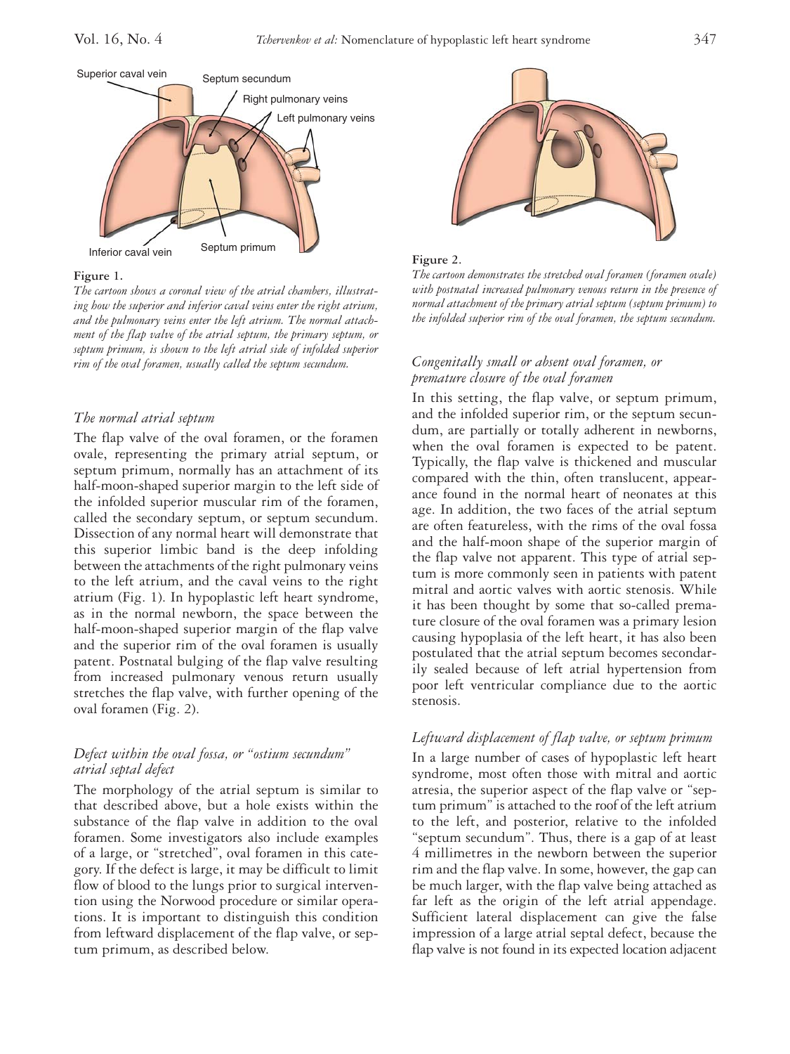Figure 1.

*The cartoon shows a coronal view of the atrial chambers, illustrating how the superior and inferior caval veins enter the right atrium, and the pulmonary veins enter the left atrium. The normal attachment of the flap valve of the atrial septum, the primary septum, or septum primum, is shown to the left atrial side of infolded superior rim of the oval foramen, usually called the septum secundum.*

### *The normal atrial septum*

The flap valve of the oval foramen, or the foramen ovale, representing the primary atrial septum, or septum primum, normally has an attachment of its half-moon-shaped superior margin to the left side of the infolded superior muscular rim of the foramen, called the secondary septum, or septum secundum. Dissection of any normal heart will demonstrate that this superior limbic band is the deep infolding between the attachments of the right pulmonary veins to the left atrium, and the caval veins to the right atrium (Fig. 1). In hypoplastic left heart syndrome, as in the normal newborn, the space between the half-moon-shaped superior margin of the flap valve and the superior rim of the oval foramen is usually patent. Postnatal bulging of the flap valve resulting from increased pulmonary venous return usually stretches the flap valve, with further opening of the oval foramen (Fig. 2).

### *Defect within the oval fossa, or "ostium secundum" atrial septal defect*

The morphology of the atrial septum is similar to that described above, but a hole exists within the substance of the flap valve in addition to the oval foramen. Some investigators also include examples of a large, or "stretched", oval foramen in this category. If the defect is large, it may be difficult to limit flow of blood to the lungs prior to surgical intervention using the Norwood procedure or similar operations. It is important to distinguish this condition from leftward displacement of the flap valve, or septum primum, as described below.

Figure 2.

*The cartoon demonstrates the stretched oval foramen (foramen ovale) with postnatal increased pulmonary venous return in the presence of normal attachment of the primary atrial septum (septum primum) to the infolded superior rim of the oval foramen, the septum secundum.*

### *Congenitally small or absent oval foramen, or premature closure of the oval foramen*

In this setting, the flap valve, or septum primum, and the infolded superior rim, or the septum secundum, are partially or totally adherent in newborns, when the oval foramen is expected to be patent. Typically, the flap valve is thickened and muscular compared with the thin, often translucent, appearance found in the normal heart of neonates at this age. In addition, the two faces of the atrial septum are often featureless, with the rims of the oval fossa and the half-moon shape of the superior margin of the flap valve not apparent. This type of atrial septum is more commonly seen in patients with patent mitral and aortic valves with aortic stenosis. While it has been thought by some that so-called premature closure of the oval foramen was a primary lesion causing hypoplasia of the left heart, it has also been postulated that the atrial septum becomes secondarily sealed because of left atrial hypertension from poor left ventricular compliance due to the aortic stenosis.

### *Leftward displacement of flap valve, or septum primum*

In a large number of cases of hypoplastic left heart syndrome, most often those with mitral and aortic atresia, the superior aspect of the flap valve or "septum primum" is attached to the roof of the left atrium to the left, and posterior, relative to the infolded "septum secundum". Thus, there is a gap of at least 4 millimetres in the newborn between the superior rim and the flap valve. In some, however, the gap can be much larger, with the flap valve being attached as far left as the origin of the left atrial appendage. Sufficient lateral displacement can give the false impression of a large atrial septal defect, because the flap valve is not found in its expected location adjacent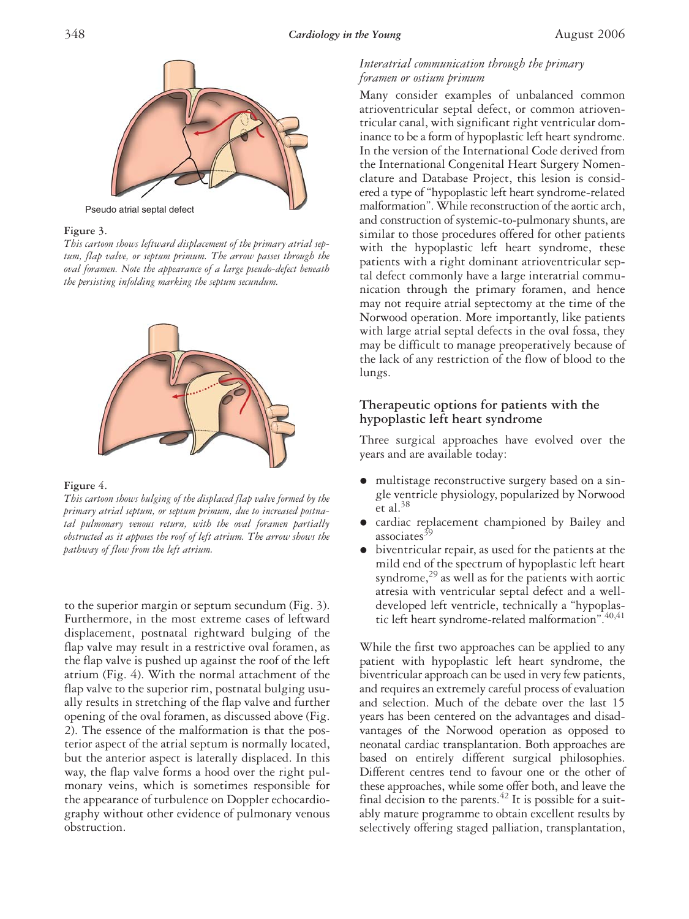Pseudo atrial septal defect

**Figure 3.**
*This cartoon shows leftward displacement of the primary atrial septum, flap valve, or septum primum. The arrow passes through the oval foramen. Note the appearance of a large pseudo-defect beneath the persisting infolding marking the septum secundum.*

**Figure 4.**
*This cartoon shows bulging of the displaced flap valve formed by the primary atrial septum, or septum primum, due to increased postnatal pulmonary venous return, with the oval foramen partially obstructed as it apposes the roof of left atrium. The arrow shows the pathway of flow from the left atrium.*

to the superior margin or septum secundum (Fig. 3). Furthermore, in the most extreme cases of leftward displacement, postnatal rightward bulging of the flap valve may result in a restrictive oval foramen, as the flap valve is pushed up against the roof of the left atrium (Fig. 4). With the normal attachment of the flap valve to the superior rim, postnatal bulging usually results in stretching of the flap valve and further opening of the oval foramen, as discussed above (Fig. 2). The essence of the malformation is that the posterior aspect of the atrial septum is normally located, but the anterior aspect is laterally displaced. In this way, the flap valve forms a hood over the right pulmonary veins, which is sometimes responsible for the appearance of turbulence on Doppler echocardiography without other evidence of pulmonary venous obstruction.

### *Interatrial communication through the primary foramen or ostium primum*

Many consider examples of unbalanced common atrioventricular septal defect, or common atrioventricular canal, with significant right ventricular dominance to be a form of hypoplastic left heart syndrome. In the version of the International Code derived from the International Congenital Heart Surgery Nomenclature and Database Project, this lesion is considered a type of "hypoplastic left heart syndrome-related malformation". While reconstruction of the aortic arch, and construction of systemic-to-pulmonary shunts, are similar to those procedures offered for other patients with the hypoplastic left heart syndrome, these patients with a right dominant atrioventricular septal defect commonly have a large interatrial communication through the primary foramen, and hence may not require atrial septectomy at the time of the Norwood operation. More importantly, like patients with large atrial septal defects in the oval fossa, they may be difficult to manage preoperatively because of the lack of any restriction of the flow of blood to the lungs.

## Therapeutic options for patients with the hypoplastic left heart syndrome

Three surgical approaches have evolved over the years and are available today:

- multistage reconstructive surgery based on a single ventricle physiology, popularized by Norwood et al.[38]
- cardiac replacement championed by Bailey and associates[39]
- biventricular repair, as used for the patients at the mild end of the spectrum of hypoplastic left heart syndrome,[29] as well as for the patients with aortic atresia with ventricular septal defect and a well-developed left ventricle, technically a "hypoplastic left heart syndrome-related malformation".[40,41]

While the first two approaches can be applied to any patient with hypoplastic left heart syndrome, the biventricular approach can be used in very few patients, and requires an extremely careful process of evaluation and selection. Much of the debate over the last 15 years has been centered on the advantages and disadvantages of the Norwood operation as opposed to neonatal cardiac transplantation. Both approaches are based on entirely different surgical philosophies. Different centres tend to favour one or the other of these approaches, while some offer both, and leave the final decision to the parents.[42] It is possible for a suitably mature programme to obtain excellent results by selectively offering staged palliation, transplantation,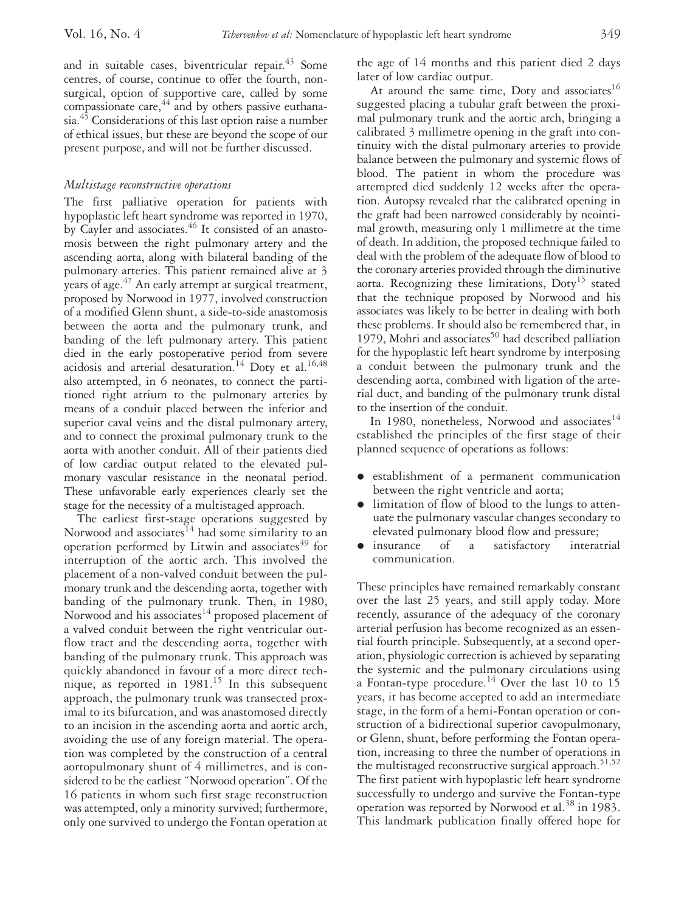and in suitable cases, biventricular repair.[43] Some centres, of course, continue to offer the fourth, non-surgical, option of supportive care, called by some compassionate care,[44] and by others passive euthanasia.[45] Considerations of this last option raise a number of ethical issues, but these are beyond the scope of our present purpose, and will not be further discussed.

### *Multistage reconstructive operations*

The first palliative operation for patients with hypoplastic left heart syndrome was reported in 1970, by Cayler and associates.[46] It consisted of an anastomosis between the right pulmonary artery and the ascending aorta, along with bilateral banding of the pulmonary arteries. This patient remained alive at 3 years of age.[47] An early attempt at surgical treatment, proposed by Norwood in 1977, involved construction of a modified Glenn shunt, a side-to-side anastomosis between the aorta and the pulmonary trunk, and banding of the left pulmonary artery. This patient died in the early postoperative period from severe acidosis and arterial desaturation.[14] Doty et al.[16,48] also attempted, in 6 neonates, to connect the partitioned right atrium to the pulmonary arteries by means of a conduit placed between the inferior and superior caval veins and the distal pulmonary artery, and to connect the proximal pulmonary trunk to the aorta with another conduit. All of their patients died of low cardiac output related to the elevated pulmonary vascular resistance in the neonatal period. These unfavorable early experiences clearly set the stage for the necessity of a multistaged approach.

The earliest first-stage operations suggested by Norwood and associates[14] had some similarity to an operation performed by Litwin and associates[49] for interruption of the aortic arch. This involved the placement of a non-valved conduit between the pulmonary trunk and the descending aorta, together with banding of the pulmonary trunk. Then, in 1980, Norwood and his associates[14] proposed placement of a valved conduit between the right ventricular outflow tract and the descending aorta, together with banding of the pulmonary trunk. This approach was quickly abandoned in favour of a more direct technique, as reported in 1981.[15] In this subsequent approach, the pulmonary trunk was transected proximal to its bifurcation, and was anastomosed directly to an incision in the ascending aorta and aortic arch, avoiding the use of any foreign material. The operation was completed by the construction of a central aortopulmonary shunt of 4 millimetres, and is considered to be the earliest "Norwood operation". Of the 16 patients in whom such first stage reconstruction was attempted, only a minority survived; furthermore, only one survived to undergo the Fontan operation at the age of 14 months and this patient died 2 days later of low cardiac output.

At around the same time, Doty and associates[16] suggested placing a tubular graft between the proximal pulmonary trunk and the aortic arch, bringing a calibrated 3 millimetre opening in the graft into continuity with the distal pulmonary arteries to provide balance between the pulmonary and systemic flows of blood. The patient in whom the procedure was attempted died suddenly 12 weeks after the operation. Autopsy revealed that the calibrated opening in the graft had been narrowed considerably by neointimal growth, measuring only 1 millimetre at the time of death. In addition, the proposed technique failed to deal with the problem of the adequate flow of blood to the coronary arteries provided through the diminutive aorta. Recognizing these limitations, Doty[15] stated that the technique proposed by Norwood and his associates was likely to be better in dealing with both these problems. It should also be remembered that, in 1979, Mohri and associates[50] had described palliation for the hypoplastic left heart syndrome by interposing a conduit between the pulmonary trunk and the descending aorta, combined with ligation of the arterial duct, and banding of the pulmonary trunk distal to the insertion of the conduit.

In 1980, nonetheless, Norwood and associates[14] established the principles of the first stage of their planned sequence of operations as follows:

- establishment of a permanent communication between the right ventricle and aorta;
- limitation of flow of blood to the lungs to attenuate the pulmonary vascular changes secondary to elevated pulmonary blood flow and pressure;
- insurance of a satisfactory interatrial communication.

These principles have remained remarkably constant over the last 25 years, and still apply today. More recently, assurance of the adequacy of the coronary arterial perfusion has become recognized as an essential fourth principle. Subsequently, at a second operation, physiologic correction is achieved by separating the systemic and the pulmonary circulations using a Fontan-type procedure.[14] Over the last 10 to 15 years, it has become accepted to add an intermediate stage, in the form of a hemi-Fontan operation or construction of a bidirectional superior cavopulmonary, or Glenn, shunt, before performing the Fontan operation, increasing to three the number of operations in the multistaged reconstructive surgical approach.[51,52] The first patient with hypoplastic left heart syndrome successfully to undergo and survive the Fontan-type operation was reported by Norwood et al.[38] in 1983. This landmark publication finally offered hope for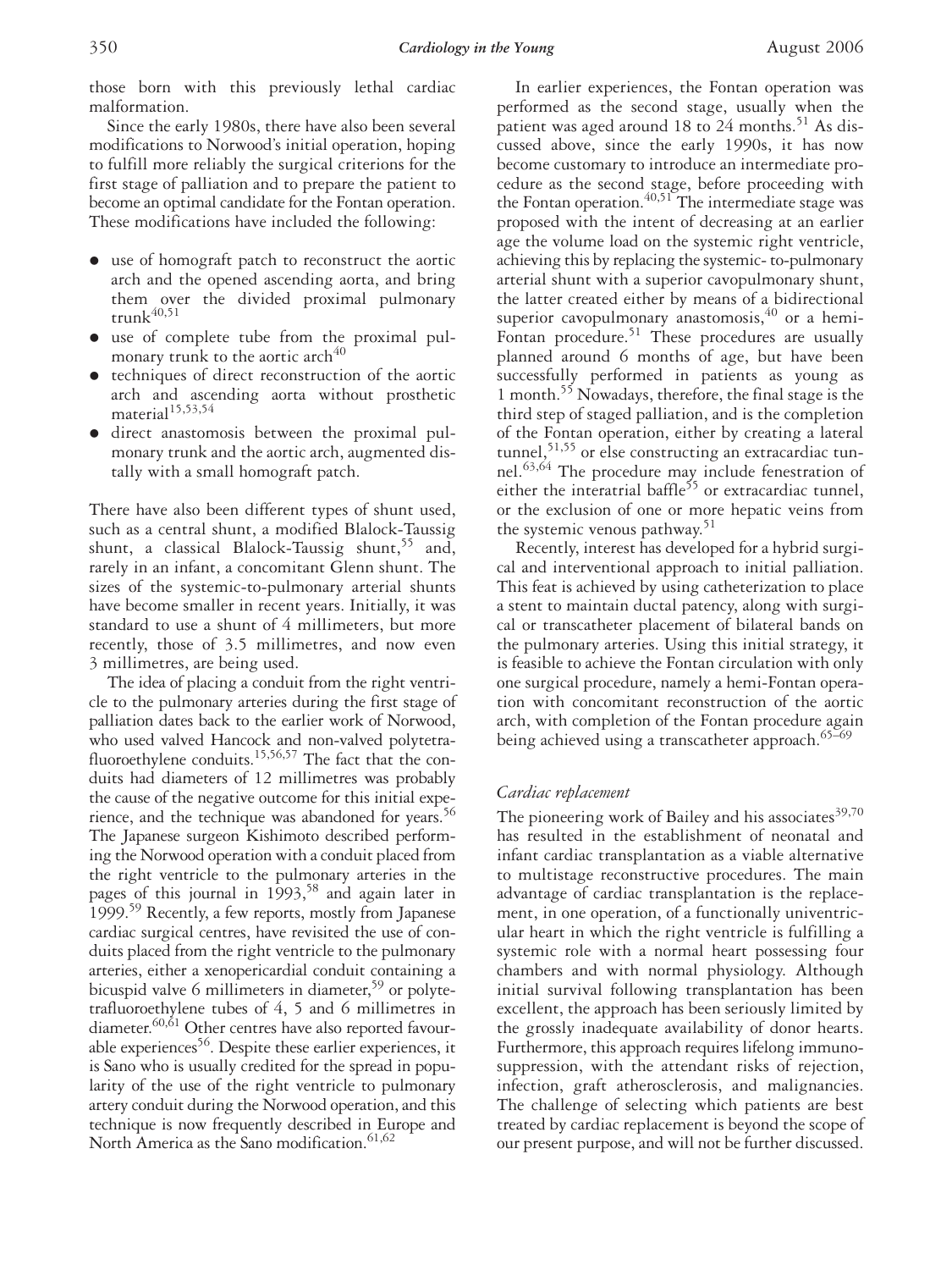those born with this previously lethal cardiac malformation.

Since the early 1980s, there have also been several modifications to Norwood's initial operation, hoping to fulfill more reliably the surgical criterions for the first stage of palliation and to prepare the patient to become an optimal candidate for the Fontan operation. These modifications have included the following:

- use of homograft patch to reconstruct the aortic arch and the opened ascending aorta, and bring them over the divided proximal pulmonary trunk[40,51]
- use of complete tube from the proximal pulmonary trunk to the aortic arch[40]
- techniques of direct reconstruction of the aortic arch and ascending aorta without prosthetic material[15,53,54]
- direct anastomosis between the proximal pulmonary trunk and the aortic arch, augmented distally with a small homograft patch.

There have also been different types of shunt used, such as a central shunt, a modified Blalock-Taussig shunt, a classical Blalock-Taussig shunt,[55] and, rarely in an infant, a concomitant Glenn shunt. The sizes of the systemic-to-pulmonary arterial shunts have become smaller in recent years. Initially, it was standard to use a shunt of 4 millimeters, but more recently, those of 3.5 millimetres, and now even 3 millimetres, are being used.

The idea of placing a conduit from the right ventricle to the pulmonary arteries during the first stage of palliation dates back to the earlier work of Norwood, who used valved Hancock and non-valved polytetrafluoroethylene conduits.[15,56,57] The fact that the conduits had diameters of 12 millimetres was probably the cause of the negative outcome for this initial experience, and the technique was abandoned for years.[56] The Japanese surgeon Kishimoto described performing the Norwood operation with a conduit placed from the right ventricle to the pulmonary arteries in the pages of this journal in 1993,[58] and again later in 1999.[59] Recently, a few reports, mostly from Japanese cardiac surgical centres, have revisited the use of conduits placed from the right ventricle to the pulmonary arteries, either a xenopericardial conduit containing a bicuspid valve 6 millimeters in diameter,[59] or polytetrafluoroethylene tubes of 4, 5 and 6 millimetres in diameter.[60,61] Other centres have also reported favourable experiences[56]. Despite these earlier experiences, it is Sano who is usually credited for the spread in popularity of the use of the right ventricle to pulmonary artery conduit during the Norwood operation, and this technique is now frequently described in Europe and North America as the Sano modification.[61,62]

In earlier experiences, the Fontan operation was performed as the second stage, usually when the patient was aged around 18 to 24 months.[51] As discussed above, since the early 1990s, it has now become customary to introduce an intermediate procedure as the second stage, before proceeding with the Fontan operation.[40,51] The intermediate stage was proposed with the intent of decreasing at an earlier age the volume load on the systemic right ventricle, achieving this by replacing the systemic- to-pulmonary arterial shunt with a superior cavopulmonary shunt, the latter created either by means of a bidirectional superior cavopulmonary anastomosis,[40] or a hemi-Fontan procedure.[51] These procedures are usually planned around 6 months of age, but have been successfully performed in patients as young as 1 month.[55] Nowadays, therefore, the final stage is the third step of staged palliation, and is the completion of the Fontan operation, either by creating a lateral tunnel,[51,55] or else constructing an extracardiac tunnel.[63,64] The procedure may include fenestration of either the interatrial baffle[55] or extracardiac tunnel, or the exclusion of one or more hepatic veins from the systemic venous pathway.[51]

Recently, interest has developed for a hybrid surgical and interventional approach to initial palliation. This feat is achieved by using catheterization to place a stent to maintain ductal patency, along with surgical or transcatheter placement of bilateral bands on the pulmonary arteries. Using this initial strategy, it is feasible to achieve the Fontan circulation with only one surgical procedure, namely a hemi-Fontan operation with concomitant reconstruction of the aortic arch, with completion of the Fontan procedure again being achieved using a transcatheter approach.[65–69]

### *Cardiac replacement*

The pioneering work of Bailey and his associates[39,70] has resulted in the establishment of neonatal and infant cardiac transplantation as a viable alternative to multistage reconstructive procedures. The main advantage of cardiac transplantation is the replacement, in one operation, of a functionally univentricular heart in which the right ventricle is fulfilling a systemic role with a normal heart possessing four chambers and with normal physiology. Although initial survival following transplantation has been excellent, the approach has been seriously limited by the grossly inadequate availability of donor hearts. Furthermore, this approach requires lifelong immunosuppression, with the attendant risks of rejection, infection, graft atherosclerosis, and malignancies. The challenge of selecting which patients are best treated by cardiac replacement is beyond the scope of our present purpose, and will not be further discussed.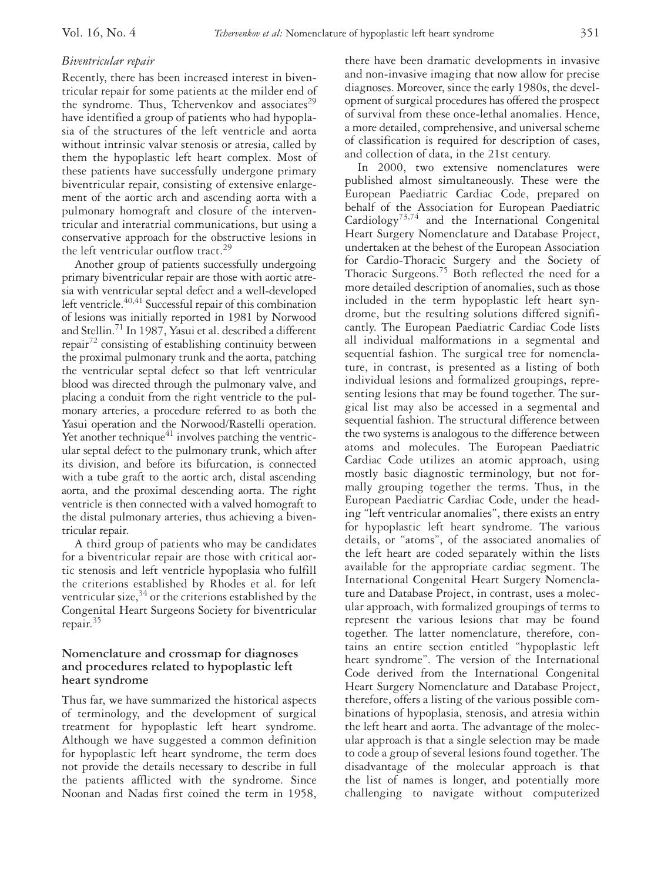*Biventricular repair*

Recently, there has been increased interest in biventricular repair for some patients at the milder end of the syndrome. Thus, Tchervenkov and associates[29] have identified a group of patients who had hypoplasia of the structures of the left ventricle and aorta without intrinsic valvar stenosis or atresia, called by them the hypoplastic left heart complex. Most of these patients have successfully undergone primary biventricular repair, consisting of extensive enlargement of the aortic arch and ascending aorta with a pulmonary homograft and closure of the interventricular and interatrial communications, but using a conservative approach for the obstructive lesions in the left ventricular outflow tract.[29]

Another group of patients successfully undergoing primary biventricular repair are those with aortic atresia with ventricular septal defect and a well-developed left ventricle.[40,41] Successful repair of this combination of lesions was initially reported in 1981 by Norwood and Stellin.[71] In 1987, Yasui et al. described a different repair[72] consisting of establishing continuity between the proximal pulmonary trunk and the aorta, patching the ventricular septal defect so that left ventricular blood was directed through the pulmonary valve, and placing a conduit from the right ventricle to the pulmonary arteries, a procedure referred to as both the Yasui operation and the Norwood/Rastelli operation. Yet another technique[41] involves patching the ventricular septal defect to the pulmonary trunk, which after its division, and before its bifurcation, is connected with a tube graft to the aortic arch, distal ascending aorta, and the proximal descending aorta. The right ventricle is then connected with a valved homograft to the distal pulmonary arteries, thus achieving a biventricular repair.

A third group of patients who may be candidates for a biventricular repair are those with critical aortic stenosis and left ventricle hypoplasia who fulfill the criterions established by Rhodes et al. for left ventricular size,[34] or the criterions established by the Congenital Heart Surgeons Society for biventricular repair.[35]

## Nomenclature and crossmap for diagnoses and procedures related to hypoplastic left heart syndrome

Thus far, we have summarized the historical aspects of terminology, and the development of surgical treatment for hypoplastic left heart syndrome. Although we have suggested a common definition for hypoplastic left heart syndrome, the term does not provide the details necessary to describe in full the patients afflicted with the syndrome. Since Noonan and Nadas first coined the term in 1958, there have been dramatic developments in invasive and non-invasive imaging that now allow for precise diagnoses. Moreover, since the early 1980s, the development of surgical procedures has offered the prospect of survival from these once-lethal anomalies. Hence, a more detailed, comprehensive, and universal scheme of classification is required for description of cases, and collection of data, in the 21st century.

In 2000, two extensive nomenclatures were published almost simultaneously. These were the European Paediatric Cardiac Code, prepared on behalf of the Association for European Paediatric Cardiology[73,74] and the International Congenital Heart Surgery Nomenclature and Database Project, undertaken at the behest of the European Association for Cardio-Thoracic Surgery and the Society of Thoracic Surgeons.[75] Both reflected the need for a more detailed description of anomalies, such as those included in the term hypoplastic left heart syndrome, but the resulting solutions differed significantly. The European Paediatric Cardiac Code lists all individual malformations in a segmental and sequential fashion. The surgical tree for nomenclature, in contrast, is presented as a listing of both individual lesions and formalized groupings, representing lesions that may be found together. The surgical list may also be accessed in a segmental and sequential fashion. The structural difference between the two systems is analogous to the difference between atoms and molecules. The European Paediatric Cardiac Code utilizes an atomic approach, using mostly basic diagnostic terminology, but not formally grouping together the terms. Thus, in the European Paediatric Cardiac Code, under the heading "left ventricular anomalies", there exists an entry for hypoplastic left heart syndrome. The various details, or "atoms", of the associated anomalies of the left heart are coded separately within the lists available for the appropriate cardiac segment. The International Congenital Heart Surgery Nomenclature and Database Project, in contrast, uses a molecular approach, with formalized groupings of terms to represent the various lesions that may be found together. The latter nomenclature, therefore, contains an entire section entitled "hypoplastic left heart syndrome". The version of the International Code derived from the International Congenital Heart Surgery Nomenclature and Database Project, therefore, offers a listing of the various possible combinations of hypoplasia, stenosis, and atresia within the left heart and aorta. The advantage of the molecular approach is that a single selection may be made to code a group of several lesions found together. The disadvantage of the molecular approach is that the list of names is longer, and potentially more challenging to navigate without computerized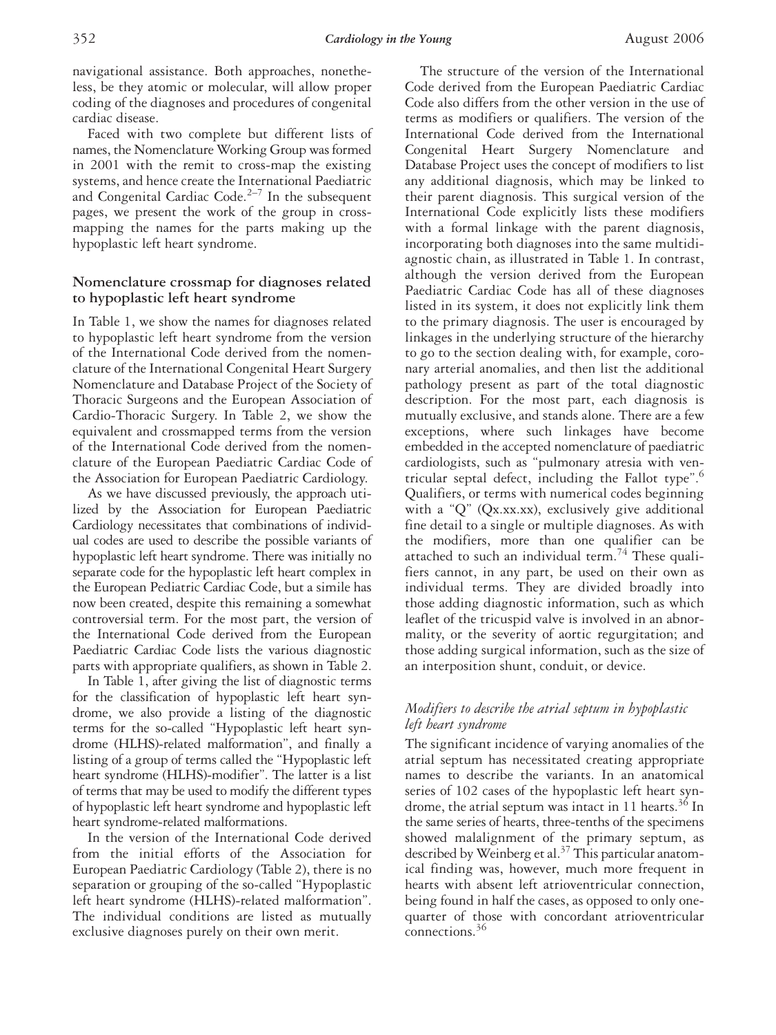navigational assistance. Both approaches, nonetheless, be they atomic or molecular, will allow proper coding of the diagnoses and procedures of congenital cardiac disease.

Faced with two complete but different lists of names, the Nomenclature Working Group was formed in 2001 with the remit to cross-map the existing systems, and hence create the International Paediatric and Congenital Cardiac Code.[2–7] In the subsequent pages, we present the work of the group in cross-mapping the names for the parts making up the hypoplastic left heart syndrome.

## Nomenclature crossmap for diagnoses related to hypoplastic left heart syndrome

In Table 1, we show the names for diagnoses related to hypoplastic left heart syndrome from the version of the International Code derived from the nomenclature of the International Congenital Heart Surgery Nomenclature and Database Project of the Society of Thoracic Surgeons and the European Association of Cardio-Thoracic Surgery. In Table 2, we show the equivalent and crossmapped terms from the version of the International Code derived from the nomenclature of the European Paediatric Cardiac Code of the Association for European Paediatric Cardiology.

As we have discussed previously, the approach utilized by the Association for European Paediatric Cardiology necessitates that combinations of individual codes are used to describe the possible variants of hypoplastic left heart syndrome. There was initially no separate code for the hypoplastic left heart complex in the European Pediatric Cardiac Code, but a simile has now been created, despite this remaining a somewhat controversial term. For the most part, the version of the International Code derived from the European Paediatric Cardiac Code lists the various diagnostic parts with appropriate qualifiers, as shown in Table 2.

In Table 1, after giving the list of diagnostic terms for the classification of hypoplastic left heart syndrome, we also provide a listing of the diagnostic terms for the so-called "Hypoplastic left heart syndrome (HLHS)-related malformation", and finally a listing of a group of terms called the "Hypoplastic left heart syndrome (HLHS)-modifier". The latter is a list of terms that may be used to modify the different types of hypoplastic left heart syndrome and hypoplastic left heart syndrome-related malformations.

In the version of the International Code derived from the initial efforts of the Association for European Paediatric Cardiology (Table 2), there is no separation or grouping of the so-called "Hypoplastic left heart syndrome (HLHS)-related malformation". The individual conditions are listed as mutually exclusive diagnoses purely on their own merit.

The structure of the version of the International Code derived from the European Paediatric Cardiac Code also differs from the other version in the use of terms as modifiers or qualifiers. The version of the International Code derived from the International Congenital Heart Surgery Nomenclature and Database Project uses the concept of modifiers to list any additional diagnosis, which may be linked to their parent diagnosis. This surgical version of the International Code explicitly lists these modifiers with a formal linkage with the parent diagnosis, incorporating both diagnoses into the same multidiagnostic chain, as illustrated in Table 1. In contrast, although the version derived from the European Paediatric Cardiac Code has all of these diagnoses listed in its system, it does not explicitly link them to the primary diagnosis. The user is encouraged by linkages in the underlying structure of the hierarchy to go to the section dealing with, for example, coronary arterial anomalies, and then list the additional pathology present as part of the total diagnostic description. For the most part, each diagnosis is mutually exclusive, and stands alone. There are a few exceptions, where such linkages have become embedded in the accepted nomenclature of paediatric cardiologists, such as "pulmonary atresia with ventricular septal defect, including the Fallot type".[6] Qualifiers, or terms with numerical codes beginning with a "Q" (Qx.xx.xx), exclusively give additional fine detail to a single or multiple diagnoses. As with the modifiers, more than one qualifier can be attached to such an individual term.[74] These qualifiers cannot, in any part, be used on their own as individual terms. They are divided broadly into those adding diagnostic information, such as which leaflet of the tricuspid valve is involved in an abnormality, or the severity of aortic regurgitation; and those adding surgical information, such as the size of an interposition shunt, conduit, or device.

### *Modifiers to describe the atrial septum in hypoplastic left heart syndrome*

The significant incidence of varying anomalies of the atrial septum has necessitated creating appropriate names to describe the variants. In an anatomical series of 102 cases of the hypoplastic left heart syndrome, the atrial septum was intact in 11 hearts.[36] In the same series of hearts, three-tenths of the specimens showed malalignment of the primary septum, as described by Weinberg et al.[37] This particular anatomical finding was, however, much more frequent in hearts with absent left atrioventricular connection, being found in half the cases, as opposed to only one-quarter of those with concordant atrioventricular connections.[36]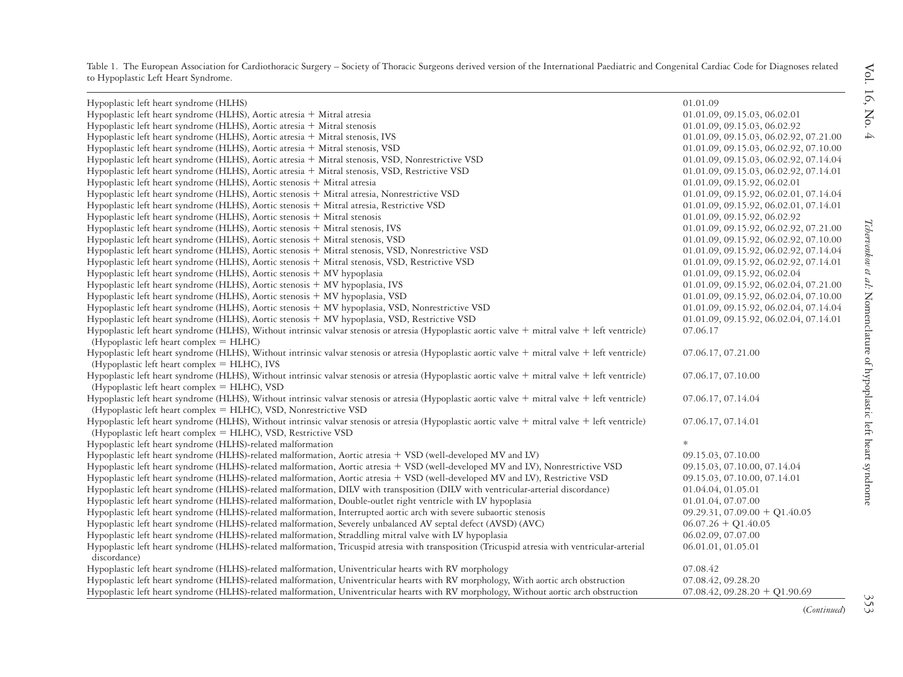Table 1. The European Association for Cardiothoracic Surgery – Society of Thoracic Surgeons derived version of the International Paediatric and Congenital Cardiac Code for Diagnoses related to Hypoplastic Left Heart Syndrome.

| | |
|---|---|
| Hypoplastic left heart syndrome (HLHS) | 01.01.09 |
| Hypoplastic left heart syndrome (HLHS), Aortic atresia + Mitral atresia | 01.01.09, 09.15.03, 06.02.01 |
| Hypoplastic left heart syndrome (HLHS), Aortic atresia + Mitral stenosis | 01.01.09, 09.15.03, 06.02.92 |
| Hypoplastic left heart syndrome (HLHS), Aortic atresia + Mitral stenosis, IVS | 01.01.09, 09.15.03, 06.02.92, 07.21.00 |
| Hypoplastic left heart syndrome (HLHS), Aortic atresia + Mitral stenosis, VSD | 01.01.09, 09.15.03, 06.02.92, 07.10.00 |
| Hypoplastic left heart syndrome (HLHS), Aortic atresia + Mitral stenosis, VSD, Nonrestrictive VSD | 01.01.09, 09.15.03, 06.02.92, 07.14.04 |
| Hypoplastic left heart syndrome (HLHS), Aortic atresia + Mitral stenosis, VSD, Restrictive VSD | 01.01.09, 09.15.03, 06.02.92, 07.14.01 |
| Hypoplastic left heart syndrome (HLHS), Aortic stenosis + Mitral atresia | 01.01.09, 09.15.92, 06.02.01 |
| Hypoplastic left heart syndrome (HLHS), Aortic stenosis + Mitral atresia, Nonrestrictive VSD | 01.01.09, 09.15.92, 06.02.01, 07.14.04 |
| Hypoplastic left heart syndrome (HLHS), Aortic stenosis + Mitral atresia, Restrictive VSD | 01.01.09, 09.15.92, 06.02.01, 07.14.01 |
| Hypoplastic left heart syndrome (HLHS), Aortic stenosis + Mitral stenosis | 01.01.09, 09.15.92, 06.02.92 |
| Hypoplastic left heart syndrome (HLHS), Aortic stenosis + Mitral stenosis, IVS | 01.01.09, 09.15.92, 06.02.92, 07.21.00 |
| Hypoplastic left heart syndrome (HLHS), Aortic stenosis + Mitral stenosis, VSD | 01.01.09, 09.15.92, 06.02.92, 07.10.00 |
| Hypoplastic left heart syndrome (HLHS), Aortic stenosis + Mitral stenosis, VSD, Nonrestrictive VSD | 01.01.09, 09.15.92, 06.02.92, 07.14.04 |
| Hypoplastic left heart syndrome (HLHS), Aortic stenosis + Mitral stenosis, VSD, Restrictive VSD | 01.01.09, 09.15.92, 06.02.92, 07.14.01 |
| Hypoplastic left heart syndrome (HLHS), Aortic stenosis + MV hypoplasia | 01.01.09, 09.15.92, 06.02.04 |
| Hypoplastic left heart syndrome (HLHS), Aortic stenosis + MV hypoplasia, IVS | 01.01.09, 09.15.92, 06.02.04, 07.21.00 |
| Hypoplastic left heart syndrome (HLHS), Aortic stenosis + MV hypoplasia, VSD | 01.01.09, 09.15.92, 06.02.04, 07.10.00 |
| Hypoplastic left heart syndrome (HLHS), Aortic stenosis + MV hypoplasia, VSD, Nonrestrictive VSD | 01.01.09, 09.15.92, 06.02.04, 07.14.04 |
| Hypoplastic left heart syndrome (HLHS), Aortic stenosis + MV hypoplasia, VSD, Restrictive VSD | 01.01.09, 09.15.92, 06.02.04, 07.14.01 |
| Hypoplastic left heart syndrome (HLHS), Without intrinsic valvar stenosis or atresia (Hypoplastic aortic valve + mitral valve + left ventricle) (Hypoplastic left heart complex = HLHC) | 07.06.17 |
| Hypoplastic left heart syndrome (HLHS), Without intrinsic valvar stenosis or atresia (Hypoplastic aortic valve + mitral valve + left ventricle) (Hypoplastic left heart complex = HLHC), IVS | 07.06.17, 07.21.00 |
| Hypoplastic left heart syndrome (HLHS), Without intrinsic valvar stenosis or atresia (Hypoplastic aortic valve + mitral valve + left ventricle) (Hypoplastic left heart complex = HLHC), VSD | 07.06.17, 07.10.00 |
| Hypoplastic left heart syndrome (HLHS), Without intrinsic valvar stenosis or atresia (Hypoplastic aortic valve + mitral valve + left ventricle) (Hypoplastic left heart complex = HLHC), VSD, Nonrestrictive VSD | 07.06.17, 07.14.04 |
| Hypoplastic left heart syndrome (HLHS), Without intrinsic valvar stenosis or atresia (Hypoplastic aortic valve + mitral valve + left ventricle) (Hypoplastic left heart complex = HLHC), VSD, Restrictive VSD | 07.06.17, 07.14.01 |
| Hypoplastic left heart syndrome (HLHS)-related malformation | * |
| Hypoplastic left heart syndrome (HLHS)-related malformation, Aortic atresia + VSD (well-developed MV and LV) | 09.15.03, 07.10.00 |
| Hypoplastic left heart syndrome (HLHS)-related malformation, Aortic atresia + VSD (well-developed MV and LV), Nonrestrictive VSD | 09.15.03, 07.10.00, 07.14.04 |
| Hypoplastic left heart syndrome (HLHS)-related malformation, Aortic atresia + VSD (well-developed MV and LV), Restrictive VSD | 09.15.03, 07.10.00, 07.14.01 |
| Hypoplastic left heart syndrome (HLHS)-related malformation, DILV with transposition (DILV with ventricular-arterial discordance) | 01.04.04, 01.05.01 |
| Hypoplastic left heart syndrome (HLHS)-related malformation, Double-outlet right ventricle with LV hypoplasia | 01.01.04, 07.07.00 |
| Hypoplastic left heart syndrome (HLHS)-related malformation, Interrupted aortic arch with severe subaortic stenosis | 09.29.31, 07.09.00 + Q1.40.05 |
| Hypoplastic left heart syndrome (HLHS)-related malformation, Severely unbalanced AV septal defect (AVSD) (AVC) | 06.07.26 + Q1.40.05 |
| Hypoplastic left heart syndrome (HLHS)-related malformation, Straddling mitral valve with LV hypoplasia | 06.02.09, 07.07.00 |
| Hypoplastic left heart syndrome (HLHS)-related malformation, Tricuspid atresia with transposition (Tricuspid atresia with ventricular-arterial discordance) | 06.01.01, 01.05.01 |
| Hypoplastic left heart syndrome (HLHS)-related malformation, Univentricular hearts with RV morphology | 07.08.42 |
| Hypoplastic left heart syndrome (HLHS)-related malformation, Univentricular hearts with RV morphology, With aortic arch obstruction | 07.08.42, 09.28.20 |
| Hypoplastic left heart syndrome (HLHS)-related malformation, Univentricular hearts with RV morphology, Without aortic arch obstruction | 07.08.42, 09.28.20 + Q1.90.69 |

(*Continued*)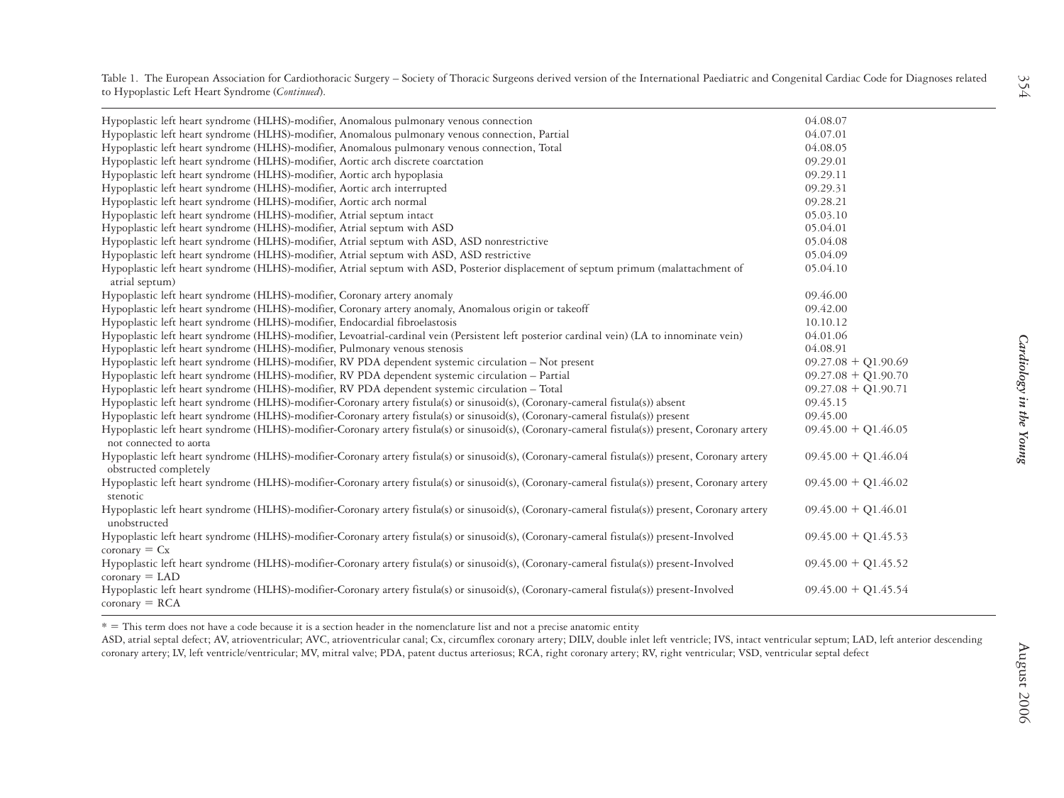Table 1. The European Association for Cardiothoracic Surgery – Society of Thoracic Surgeons derived version of the International Paediatric and Congenital Cardiac Code for Diagnoses related to Hypoplastic Left Heart Syndrome (*Continued*).

| | |
|---|---|
| Hypoplastic left heart syndrome (HLHS)-modifier, Anomalous pulmonary venous connection | 04.08.07 |
| Hypoplastic left heart syndrome (HLHS)-modifier, Anomalous pulmonary venous connection, Partial | 04.07.01 |
| Hypoplastic left heart syndrome (HLHS)-modifier, Anomalous pulmonary venous connection, Total | 04.08.05 |
| Hypoplastic left heart syndrome (HLHS)-modifier, Aortic arch discrete coarctation | 09.29.01 |
| Hypoplastic left heart syndrome (HLHS)-modifier, Aortic arch hypoplasia | 09.29.11 |
| Hypoplastic left heart syndrome (HLHS)-modifier, Aortic arch interrupted | 09.29.31 |
| Hypoplastic left heart syndrome (HLHS)-modifier, Aortic arch normal | 09.28.21 |
| Hypoplastic left heart syndrome (HLHS)-modifier, Atrial septum intact | 05.03.10 |
| Hypoplastic left heart syndrome (HLHS)-modifier, Atrial septum with ASD | 05.04.01 |
| Hypoplastic left heart syndrome (HLHS)-modifier, Atrial septum with ASD, ASD nonrestrictive | 05.04.08 |
| Hypoplastic left heart syndrome (HLHS)-modifier, Atrial septum with ASD, ASD restrictive | 05.04.09 |
| Hypoplastic left heart syndrome (HLHS)-modifier, Atrial septum with ASD, Posterior displacement of septum primum (malattachment of atrial septum) | 05.04.10 |
| Hypoplastic left heart syndrome (HLHS)-modifier, Coronary artery anomaly | 09.46.00 |
| Hypoplastic left heart syndrome (HLHS)-modifier, Coronary artery anomaly, Anomalous origin or takeoff | 09.42.00 |
| Hypoplastic left heart syndrome (HLHS)-modifier, Endocardial fibroelastosis | 10.10.12 |
| Hypoplastic left heart syndrome (HLHS)-modifier, Levoatrial-cardinal vein (Persistent left posterior cardinal vein) (LA to innominate vein) | 04.01.06 |
| Hypoplastic left heart syndrome (HLHS)-modifier, Pulmonary venous stenosis | 04.08.91 |
| Hypoplastic left heart syndrome (HLHS)-modifier, RV PDA dependent systemic circulation – Not present | 09.27.08 + Q1.90.69 |
| Hypoplastic left heart syndrome (HLHS)-modifier, RV PDA dependent systemic circulation – Partial | 09.27.08 + Q1.90.70 |
| Hypoplastic left heart syndrome (HLHS)-modifier, RV PDA dependent systemic circulation – Total | 09.27.08 + Q1.90.71 |
| Hypoplastic left heart syndrome (HLHS)-modifier-Coronary artery fistula(s) or sinusoid(s), (Coronary-cameral fistula(s)) absent | 09.45.15 |
| Hypoplastic left heart syndrome (HLHS)-modifier-Coronary artery fistula(s) or sinusoid(s), (Coronary-cameral fistula(s)) present | 09.45.00 |
| Hypoplastic left heart syndrome (HLHS)-modifier-Coronary artery fistula(s) or sinusoid(s), (Coronary-cameral fistula(s)) present, Coronary artery not connected to aorta | 09.45.00 + Q1.46.05 |
| Hypoplastic left heart syndrome (HLHS)-modifier-Coronary artery fistula(s) or sinusoid(s), (Coronary-cameral fistula(s)) present, Coronary artery obstructed completely | 09.45.00 + Q1.46.04 |
| Hypoplastic left heart syndrome (HLHS)-modifier-Coronary artery fistula(s) or sinusoid(s), (Coronary-cameral fistula(s)) present, Coronary artery stenotic | 09.45.00 + Q1.46.02 |
| Hypoplastic left heart syndrome (HLHS)-modifier-Coronary artery fistula(s) or sinusoid(s), (Coronary-cameral fistula(s)) present, Coronary artery unobstructed | 09.45.00 + Q1.46.01 |
| Hypoplastic left heart syndrome (HLHS)-modifier-Coronary artery fistula(s) or sinusoid(s), (Coronary-cameral fistula(s)) present-Involved coronary = Cx | 09.45.00 + Q1.45.53 |
| Hypoplastic left heart syndrome (HLHS)-modifier-Coronary artery fistula(s) or sinusoid(s), (Coronary-cameral fistula(s)) present-Involved coronary = LAD | 09.45.00 + Q1.45.52 |
| Hypoplastic left heart syndrome (HLHS)-modifier-Coronary artery fistula(s) or sinusoid(s), (Coronary-cameral fistula(s)) present-Involved coronary = RCA | 09.45.00 + Q1.45.54 |

* = This term does not have a code because it is a section header in the nomenclature list and not a precise anatomic entity

ASD, atrial septal defect; AV, atrioventricular; AVC, atrioventricular canal; Cx, circumflex coronary artery; DILV, double inlet left ventricle; IVS, intact ventricular septum; LAD, left anterior descending coronary artery; LV, left ventricle/ventricular; MV, mitral valve; PDA, patent ductus arteriosus; RCA, right coronary artery; RV, right ventricular; VSD, ventricular septal defect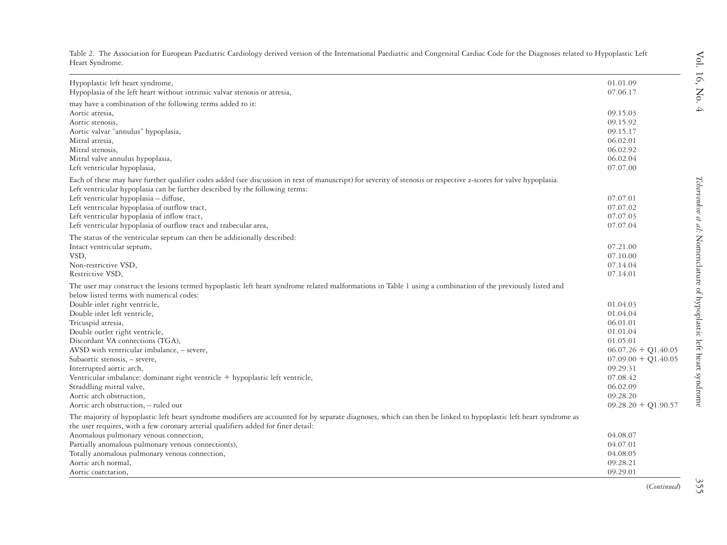Table 2. The Association for European Paediatric Cardiology derived version of the International Paediatric and Congenital Cardiac Code for the Diagnoses related to Hypoplastic Left Heart Syndrome.

| | |
|---|---|
| Hypoplastic left heart syndrome, | 01.01.09 |
| Hypoplasia of the left heart without intrinsic valvar stenosis or atresia, | 07.06.17 |
| may have a combination of the following terms added to it: | |
| Aortic atresia, | 09.15.03 |
| Aortic stenosis, | 09.15.92 |
| Aortic valvar "annulus" hypoplasia, | 09.15.17 |
| Mitral atresia, | 06.02.01 |
| Mitral stenosis, | 06.02.92 |
| Mitral valve annulus hypoplasia, | 06.02.04 |
| Left ventricular hypoplasia, | 07.07.00 |
| Each of these may have further qualifier codes added (see discussion in text of manuscript) for severity of stenosis or respective z-scores for valve hypoplasia. Left ventricular hypoplasia can be further described by the following terms: | |
| Left ventricular hypoplasia – diffuse, | 07.07.01 |
| Left ventricular hypoplasia of outflow tract, | 07.07.02 |
| Left ventricular hypoplasia of inflow tract, | 07.07.03 |
| Left ventricular hypoplasia of outflow tract and trabecular area, | 07.07.04 |
| The status of the ventricular septum can then be additionally described: | |
| Intact ventricular septum, | 07.21.00 |
| VSD, | 07.10.00 |
| Non-restrictive VSD, | 07.14.04 |
| Restrictive VSD, | 07.14.01 |
| The user may construct the lesions termed hypoplastic left heart syndrome related malformations in Table 1 using a combination of the previously listed and below listed terms with numerical codes: | |
| Double inlet right ventricle, | 01.04.03 |
| Double inlet left ventricle, | 01.04.04 |
| Tricuspid atresia, | 06.01.01 |
| Double outlet right ventricle, | 01.01.04 |
| Discordant VA connections (TGA), | 01.05.01 |
| AVSD with ventricular imbalance, – severe, | 06.07.26 + Q1.40.05 |
| Subaortic stenosis, – severe, | 07.09.00 + Q1.40.05 |
| Interrupted aortic arch, | 09.29.31 |
| Ventricular imbalance: dominant right ventricle + hypoplastic left ventricle, | 07.08.42 |
| Straddling mitral valve, | 06.02.09 |
| Aortic arch obstruction, | 09.28.20 |
| Aortic arch obstruction, – ruled out | 09.28.20 + Q1.90.57 |
| The majority of hypoplastic left heart syndrome modifiers are accounted for by separate diagnoses, which can then be linked to hypoplastic left heart syndrome as the user requires, with a few coronary arterial qualifiers added for finer detail: | |
| Anomalous pulmonary venous connection, | 04.08.07 |
| Partially anomalous pulmonary venous connection(s), | 04.07.01 |
| Totally anomalous pulmonary venous connection, | 04.08.05 |
| Aortic arch normal, | 09.28.21 |
| Aortic coarctation, | 09.29.01 |

(*Continued*)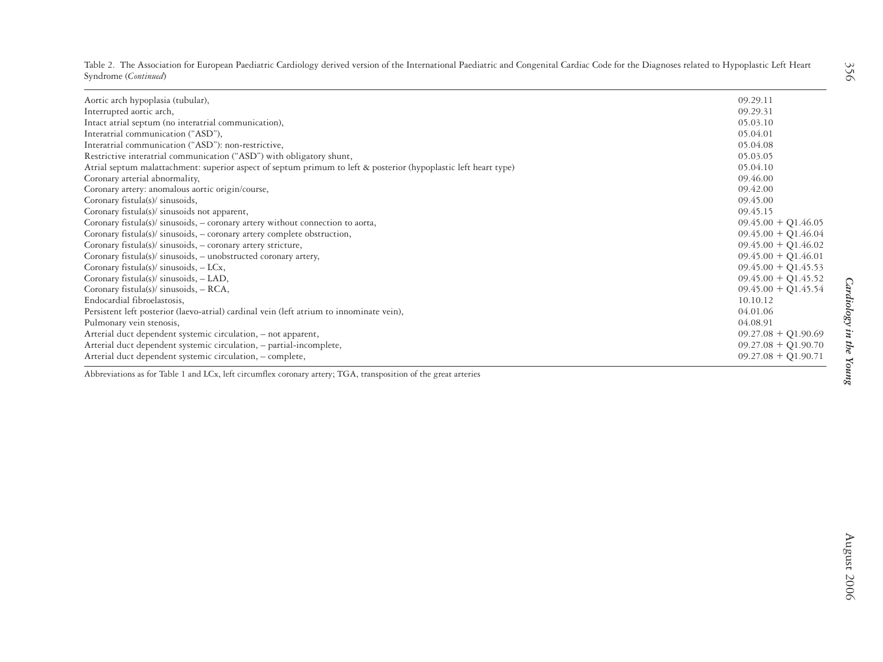Table 2. The Association for European Paediatric Cardiology derived version of the International Paediatric and Congenital Cardiac Code for the Diagnoses related to Hypoplastic Left Heart Syndrome (*Continued*)

| | |
|---|---|
| Aortic arch hypoplasia (tubular), | 09.29.11 |
| Interrupted aortic arch, | 09.29.31 |
| Intact atrial septum (no interatrial communication), | 05.03.10 |
| Interatrial communication ("ASD"), | 05.04.01 |
| Interatrial communication ("ASD"): non-restrictive, | 05.04.08 |
| Restrictive interatrial communication ("ASD") with obligatory shunt, | 05.03.05 |
| Atrial septum malattachment: superior aspect of septum primum to left & posterior (hypoplastic left heart type) | 05.04.10 |
| Coronary arterial abnormality, | 09.46.00 |
| Coronary artery: anomalous aortic origin/course, | 09.42.00 |
| Coronary fistula(s)/ sinusoids, | 09.45.00 |
| Coronary fistula(s)/ sinusoids not apparent, | 09.45.15 |
| Coronary fistula(s)/ sinusoids, – coronary artery without connection to aorta, | 09.45.00 + Q1.46.05 |
| Coronary fistula(s)/ sinusoids, – coronary artery complete obstruction, | 09.45.00 + Q1.46.04 |
| Coronary fistula(s)/ sinusoids, – coronary artery stricture, | 09.45.00 + Q1.46.02 |
| Coronary fistula(s)/ sinusoids, – unobstructed coronary artery, | 09.45.00 + Q1.46.01 |
| Coronary fistula(s)/ sinusoids, – LCx, | 09.45.00 + Q1.45.53 |
| Coronary fistula(s)/ sinusoids, – LAD, | 09.45.00 + Q1.45.52 |
| Coronary fistula(s)/ sinusoids, – RCA, | 09.45.00 + Q1.45.54 |
| Endocardial fibroelastosis, | 10.10.12 |
| Persistent left posterior (laevo-atrial) cardinal vein (left atrium to innominate vein), | 04.01.06 |
| Pulmonary vein stenosis, | 04.08.91 |
| Arterial duct dependent systemic circulation, – not apparent, | 09.27.08 + Q1.90.69 |
| Arterial duct dependent systemic circulation, – partial-incomplete, | 09.27.08 + Q1.90.70 |
| Arterial duct dependent systemic circulation, – complete, | 09.27.08 + Q1.90.71 |

Abbreviations as for Table 1 and LCx, left circumflex coronary artery; TGA, transposition of the great arteries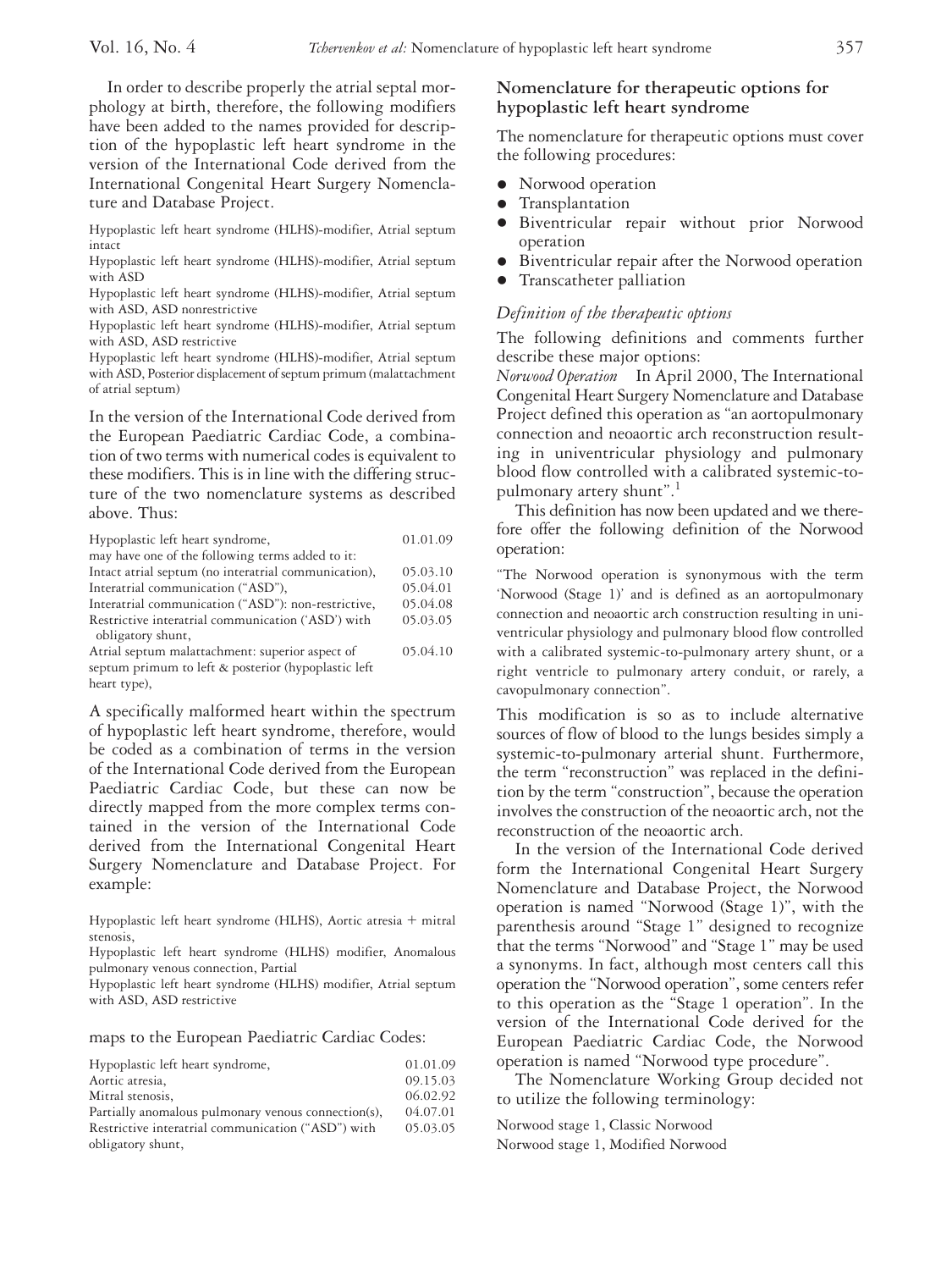In order to describe properly the atrial septal morphology at birth, therefore, the following modifiers have been added to the names provided for description of the hypoplastic left heart syndrome in the version of the International Code derived from the International Congenital Heart Surgery Nomenclature and Database Project.

Hypoplastic left heart syndrome (HLHS)-modifier, Atrial septum intact
Hypoplastic left heart syndrome (HLHS)-modifier, Atrial septum with ASD
Hypoplastic left heart syndrome (HLHS)-modifier, Atrial septum with ASD, ASD nonrestrictive
Hypoplastic left heart syndrome (HLHS)-modifier, Atrial septum with ASD, ASD restrictive
Hypoplastic left heart syndrome (HLHS)-modifier, Atrial septum with ASD, Posterior displacement of septum primum (malattachment of atrial septum)

In the version of the International Code derived from the European Paediatric Cardiac Code, a combination of two terms with numerical codes is equivalent to these modifiers. This is in line with the differing structure of the two nomenclature systems as described above. Thus:

| | |
|---|---|
| Hypoplastic left heart syndrome, | 01.01.09 |
| may have one of the following terms added to it: | |
| Intact atrial septum (no interatrial communication), | 05.03.10 |
| Interatrial communication ("ASD"), | 05.04.01 |
| Interatrial communication ("ASD"): non-restrictive, | 05.04.08 |
| Restrictive interatrial communication ('ASD') with obligatory shunt, | 05.03.05 |
| Atrial septum malattachment: superior aspect of septum primum to left & posterior (hypoplastic left heart type), | 05.04.10 |

A specifically malformed heart within the spectrum of hypoplastic left heart syndrome, therefore, would be coded as a combination of terms in the version of the International Code derived from the European Paediatric Cardiac Code, but these can now be directly mapped from the more complex terms contained in the version of the International Code derived from the International Congenital Heart Surgery Nomenclature and Database Project. For example:

Hypoplastic left heart syndrome (HLHS), Aortic atresia + mitral stenosis,
Hypoplastic left heart syndrome (HLHS) modifier, Anomalous pulmonary venous connection, Partial
Hypoplastic left heart syndrome (HLHS) modifier, Atrial septum with ASD, ASD restrictive

maps to the European Paediatric Cardiac Codes:

| | |
|---|---|
| Hypoplastic left heart syndrome, | 01.01.09 |
| Aortic atresia, | 09.15.03 |
| Mitral stenosis, | 06.02.92 |
| Partially anomalous pulmonary venous connection(s), | 04.07.01 |
| Restrictive interatrial communication ("ASD") with obligatory shunt, | 05.03.05 |

## Nomenclature for therapeutic options for hypoplastic left heart syndrome

The nomenclature for therapeutic options must cover the following procedures:

- Norwood operation
- Transplantation
- Biventricular repair without prior Norwood operation
- Biventricular repair after the Norwood operation
- Transcatheter palliation

### *Definition of the therapeutic options*

The following definitions and comments further describe these major options:

*Norwood Operation* In April 2000, The International Congenital Heart Surgery Nomenclature and Database Project defined this operation as "an aortopulmonary connection and neoaortic arch reconstruction resulting in univentricular physiology and pulmonary blood flow controlled with a calibrated systemic-to-pulmonary artery shunt".[1]

This definition has now been updated and we therefore offer the following definition of the Norwood operation:

"The Norwood operation is synonymous with the term 'Norwood (Stage 1)' and is defined as an aortopulmonary connection and neoaortic arch construction resulting in univentricular physiology and pulmonary blood flow controlled with a calibrated systemic-to-pulmonary artery shunt, or a right ventricle to pulmonary artery conduit, or rarely, a cavopulmonary connection".

This modification is so as to include alternative sources of flow of blood to the lungs besides simply a systemic-to-pulmonary arterial shunt. Furthermore, the term "reconstruction" was replaced in the definition by the term "construction", because the operation involves the construction of the neoaortic arch, not the reconstruction of the neoaortic arch.

In the version of the International Code derived form the International Congenital Heart Surgery Nomenclature and Database Project, the Norwood operation is named "Norwood (Stage 1)", with the parenthesis around "Stage 1" designed to recognize that the terms "Norwood" and "Stage 1" may be used a synonyms. In fact, although most centers call this operation the "Norwood operation", some centers refer to this operation as the "Stage 1 operation". In the version of the International Code derived for the European Paediatric Cardiac Code, the Norwood operation is named "Norwood type procedure".

The Nomenclature Working Group decided not to utilize the following terminology:

Norwood stage 1, Classic Norwood
Norwood stage 1, Modified Norwood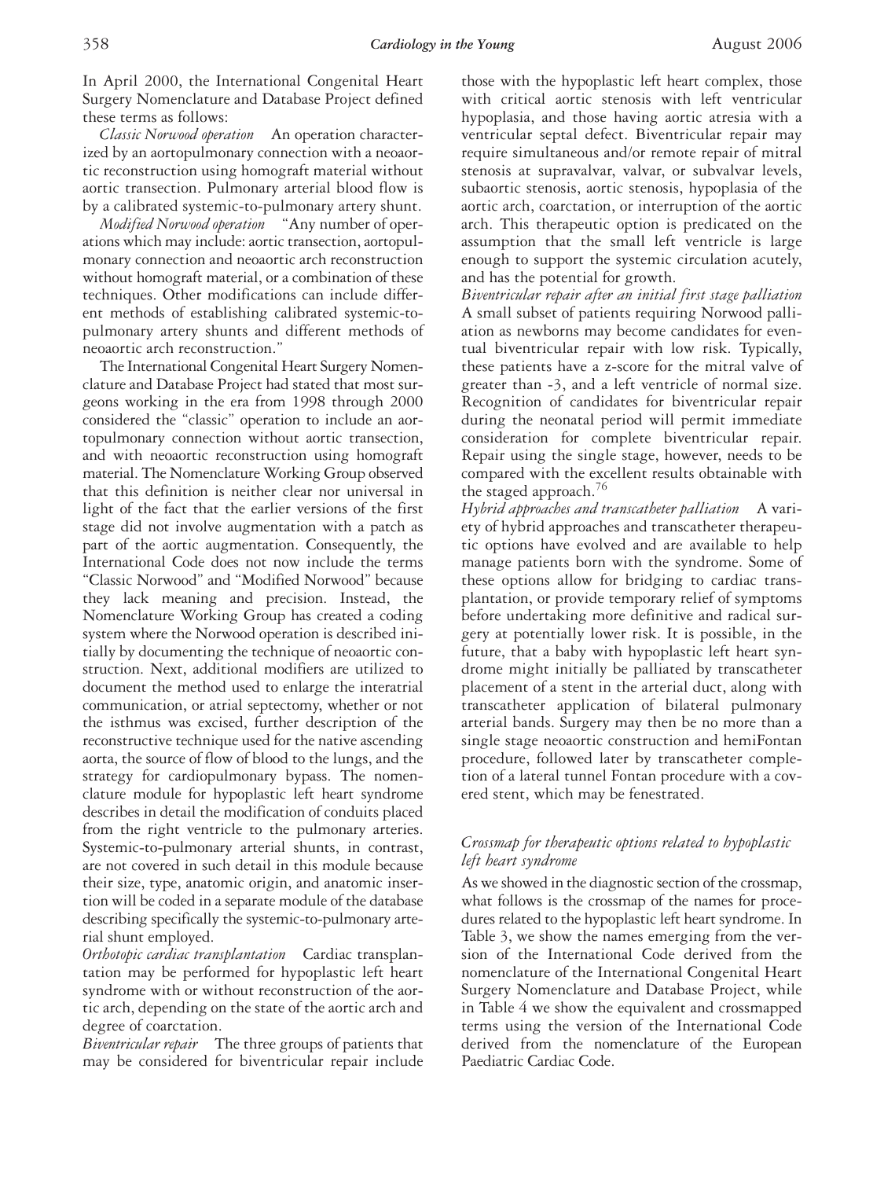In April 2000, the International Congenital Heart Surgery Nomenclature and Database Project defined these terms as follows:

*Classic Norwood operation* An operation characterized by an aortopulmonary connection with a neoaortic reconstruction using homograft material without aortic transection. Pulmonary arterial blood flow is by a calibrated systemic-to-pulmonary artery shunt.

*Modified Norwood operation* "Any number of operations which may include: aortic transection, aortopulmonary connection and neoaortic arch reconstruction without homograft material, or a combination of these techniques. Other modifications can include different methods of establishing calibrated systemic-to-pulmonary artery shunts and different methods of neoaortic arch reconstruction."

The International Congenital Heart Surgery Nomenclature and Database Project had stated that most surgeons working in the era from 1998 through 2000 considered the "classic" operation to include an aortopulmonary connection without aortic transection, and with neoaortic reconstruction using homograft material. The Nomenclature Working Group observed that this definition is neither clear nor universal in light of the fact that the earlier versions of the first stage did not involve augmentation with a patch as part of the aortic augmentation. Consequently, the International Code does not now include the terms "Classic Norwood" and "Modified Norwood" because they lack meaning and precision. Instead, the Nomenclature Working Group has created a coding system where the Norwood operation is described initially by documenting the technique of neoaortic construction. Next, additional modifiers are utilized to document the method used to enlarge the interatrial communication, or atrial septectomy, whether or not the isthmus was excised, further description of the reconstructive technique used for the native ascending aorta, the source of flow of blood to the lungs, and the strategy for cardiopulmonary bypass. The nomenclature module for hypoplastic left heart syndrome describes in detail the modification of conduits placed from the right ventricle to the pulmonary arteries. Systemic-to-pulmonary arterial shunts, in contrast, are not covered in such detail in this module because their size, type, anatomic origin, and anatomic insertion will be coded in a separate module of the database describing specifically the systemic-to-pulmonary arterial shunt employed.

*Orthotopic cardiac transplantation* Cardiac transplantation may be performed for hypoplastic left heart syndrome with or without reconstruction of the aortic arch, depending on the state of the aortic arch and degree of coarctation.

*Biventricular repair* The three groups of patients that may be considered for biventricular repair include those with the hypoplastic left heart complex, those with critical aortic stenosis with left ventricular hypoplasia, and those having aortic atresia with a ventricular septal defect. Biventricular repair may require simultaneous and/or remote repair of mitral stenosis at supravalvar, valvar, or subvalvar levels, subaortic stenosis, aortic stenosis, hypoplasia of the aortic arch, coarctation, or interruption of the aortic arch. This therapeutic option is predicated on the assumption that the small left ventricle is large enough to support the systemic circulation acutely, and has the potential for growth.

*Biventricular repair after an initial first stage palliation* A small subset of patients requiring Norwood palliation as newborns may become candidates for eventual biventricular repair with low risk. Typically, these patients have a z-score for the mitral valve of greater than -3, and a left ventricle of normal size. Recognition of candidates for biventricular repair during the neonatal period will permit immediate consideration for complete biventricular repair. Repair using the single stage, however, needs to be compared with the excellent results obtainable with the staged approach.[76]

*Hybrid approaches and transcatheter palliation* A variety of hybrid approaches and transcatheter therapeutic options have evolved and are available to help manage patients born with the syndrome. Some of these options allow for bridging to cardiac transplantation, or provide temporary relief of symptoms before undertaking more definitive and radical surgery at potentially lower risk. It is possible, in the future, that a baby with hypoplastic left heart syndrome might initially be palliated by transcatheter placement of a stent in the arterial duct, along with transcatheter application of bilateral pulmonary arterial bands. Surgery may then be no more than a single stage neoaortic construction and hemiFontan procedure, followed later by transcatheter completion of a lateral tunnel Fontan procedure with a covered stent, which may be fenestrated.

### *Crossmap for therapeutic options related to hypoplastic left heart syndrome*

As we showed in the diagnostic section of the crossmap, what follows is the crossmap of the names for procedures related to the hypoplastic left heart syndrome. In Table 3, we show the names emerging from the version of the International Code derived from the nomenclature of the International Congenital Heart Surgery Nomenclature and Database Project, while in Table 4 we show the equivalent and crossmapped terms using the version of the International Code derived from the nomenclature of the European Paediatric Cardiac Code.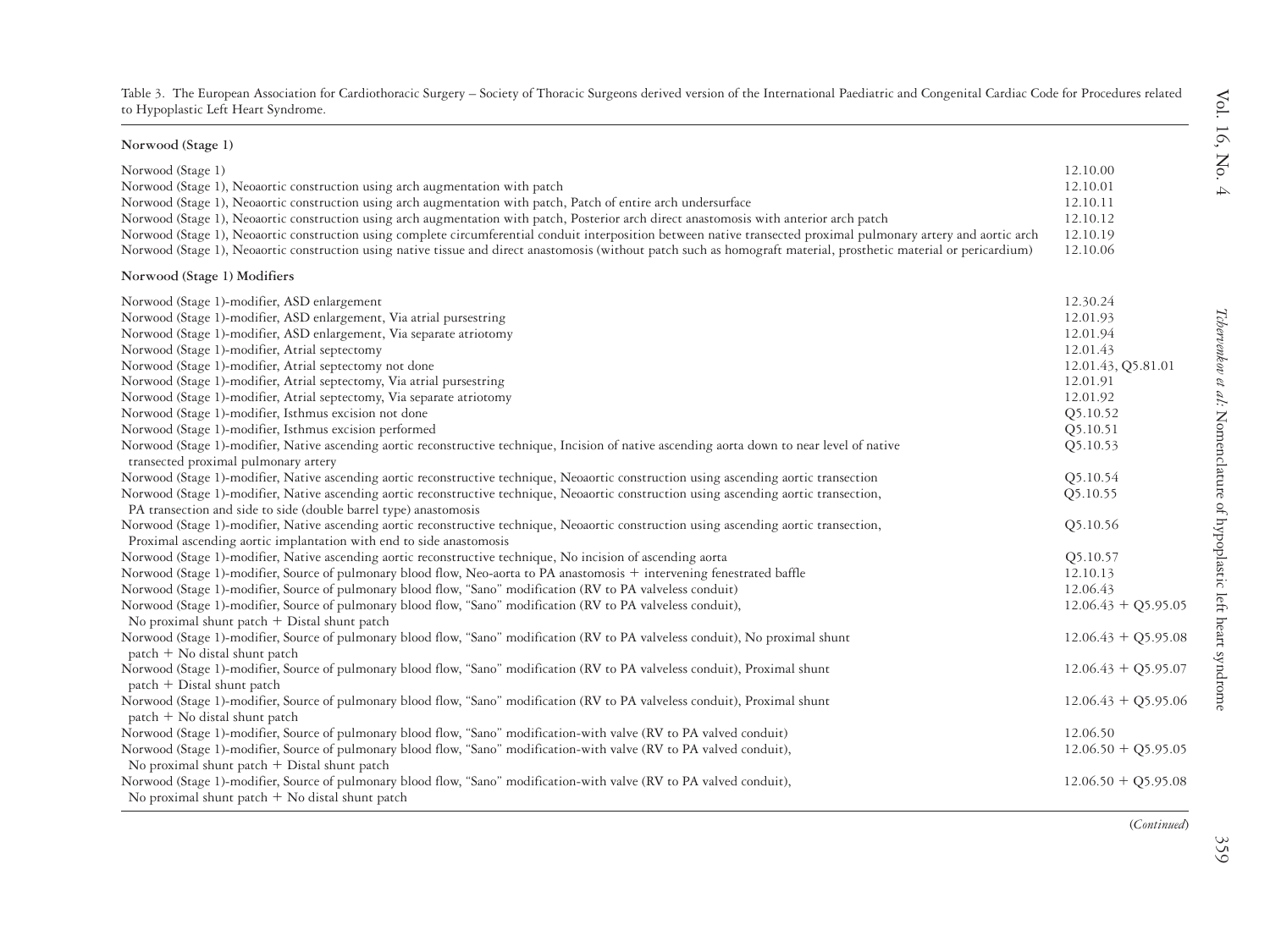Table 3. The European Association for Cardiothoracic Surgery – Society of Thoracic Surgeons derived version of the International Paediatric and Congenital Cardiac Code for Procedures related to Hypoplastic Left Heart Syndrome.

| **Norwood (Stage 1)** | |
|---|---|
| Norwood (Stage 1) | 12.10.00 |
| Norwood (Stage 1), Neoaortic construction using arch augmentation with patch | 12.10.01 |
| Norwood (Stage 1), Neoaortic construction using arch augmentation with patch, Patch of entire arch undersurface | 12.10.11 |
| Norwood (Stage 1), Neoaortic construction using arch augmentation with patch, Posterior arch direct anastomosis with anterior arch patch | 12.10.12 |
| Norwood (Stage 1), Neoaortic construction using complete circumferential conduit interposition between native transected proximal pulmonary artery and aortic arch | 12.10.19 |
| Norwood (Stage 1), Neoaortic construction using native tissue and direct anastomosis (without patch such as homograft material, prosthetic material or pericardium) | 12.10.06 |
| **Norwood (Stage 1) Modifiers** | |
| Norwood (Stage 1)-modifier, ASD enlargement | 12.30.24 |
| Norwood (Stage 1)-modifier, ASD enlargement, Via atrial pursestring | 12.01.93 |
| Norwood (Stage 1)-modifier, ASD enlargement, Via separate atriotomy | 12.01.94 |
| Norwood (Stage 1)-modifier, Atrial septectomy | 12.01.43 |
| Norwood (Stage 1)-modifier, Atrial septectomy not done | 12.01.43, Q5.81.01 |
| Norwood (Stage 1)-modifier, Atrial septectomy, Via atrial pursestring | 12.01.91 |
| Norwood (Stage 1)-modifier, Atrial septectomy, Via separate atriotomy | 12.01.92 |
| Norwood (Stage 1)-modifier, Isthmus excision not done | Q5.10.52 |
| Norwood (Stage 1)-modifier, Isthmus excision performed | Q5.10.51 |
| Norwood (Stage 1)-modifier, Native ascending aortic reconstructive technique, Incision of native ascending aorta down to near level of native transected proximal pulmonary artery | Q5.10.53 |
| Norwood (Stage 1)-modifier, Native ascending aortic reconstructive technique, Neoaortic construction using ascending aortic transection | Q5.10.54 |
| Norwood (Stage 1)-modifier, Native ascending aortic reconstructive technique, Neoaortic construction using ascending aortic transection, PA transection and side to side (double barrel type) anastomosis | Q5.10.55 |
| Norwood (Stage 1)-modifier, Native ascending aortic reconstructive technique, Neoaortic construction using ascending aortic transection, Proximal ascending aortic implantation with end to side anastomosis | Q5.10.56 |
| Norwood (Stage 1)-modifier, Native ascending aortic reconstructive technique, No incision of ascending aorta | Q5.10.57 |
| Norwood (Stage 1)-modifier, Source of pulmonary blood flow, Neo-aorta to PA anastomosis + intervening fenestrated baffle | 12.10.13 |
| Norwood (Stage 1)-modifier, Source of pulmonary blood flow, "Sano" modification (RV to PA valveless conduit) | 12.06.43 |
| Norwood (Stage 1)-modifier, Source of pulmonary blood flow, "Sano" modification (RV to PA valveless conduit), No proximal shunt patch + Distal shunt patch | 12.06.43 + Q5.95.05 |
| Norwood (Stage 1)-modifier, Source of pulmonary blood flow, "Sano" modification (RV to PA valveless conduit), No proximal shunt patch + No distal shunt patch | 12.06.43 + Q5.95.08 |
| Norwood (Stage 1)-modifier, Source of pulmonary blood flow, "Sano" modification (RV to PA valveless conduit), Proximal shunt patch + Distal shunt patch | 12.06.43 + Q5.95.07 |
| Norwood (Stage 1)-modifier, Source of pulmonary blood flow, "Sano" modification (RV to PA valveless conduit), Proximal shunt patch + No distal shunt patch | 12.06.43 + Q5.95.06 |
| Norwood (Stage 1)-modifier, Source of pulmonary blood flow, "Sano" modification-with valve (RV to PA valved conduit) | 12.06.50 |
| Norwood (Stage 1)-modifier, Source of pulmonary blood flow, "Sano" modification-with valve (RV to PA valved conduit), No proximal shunt patch + Distal shunt patch | 12.06.50 + Q5.95.05 |
| Norwood (Stage 1)-modifier, Source of pulmonary blood flow, "Sano" modification-with valve (RV to PA valved conduit), No proximal shunt patch + No distal shunt patch | 12.06.50 + Q5.95.08 |

(*Continued*)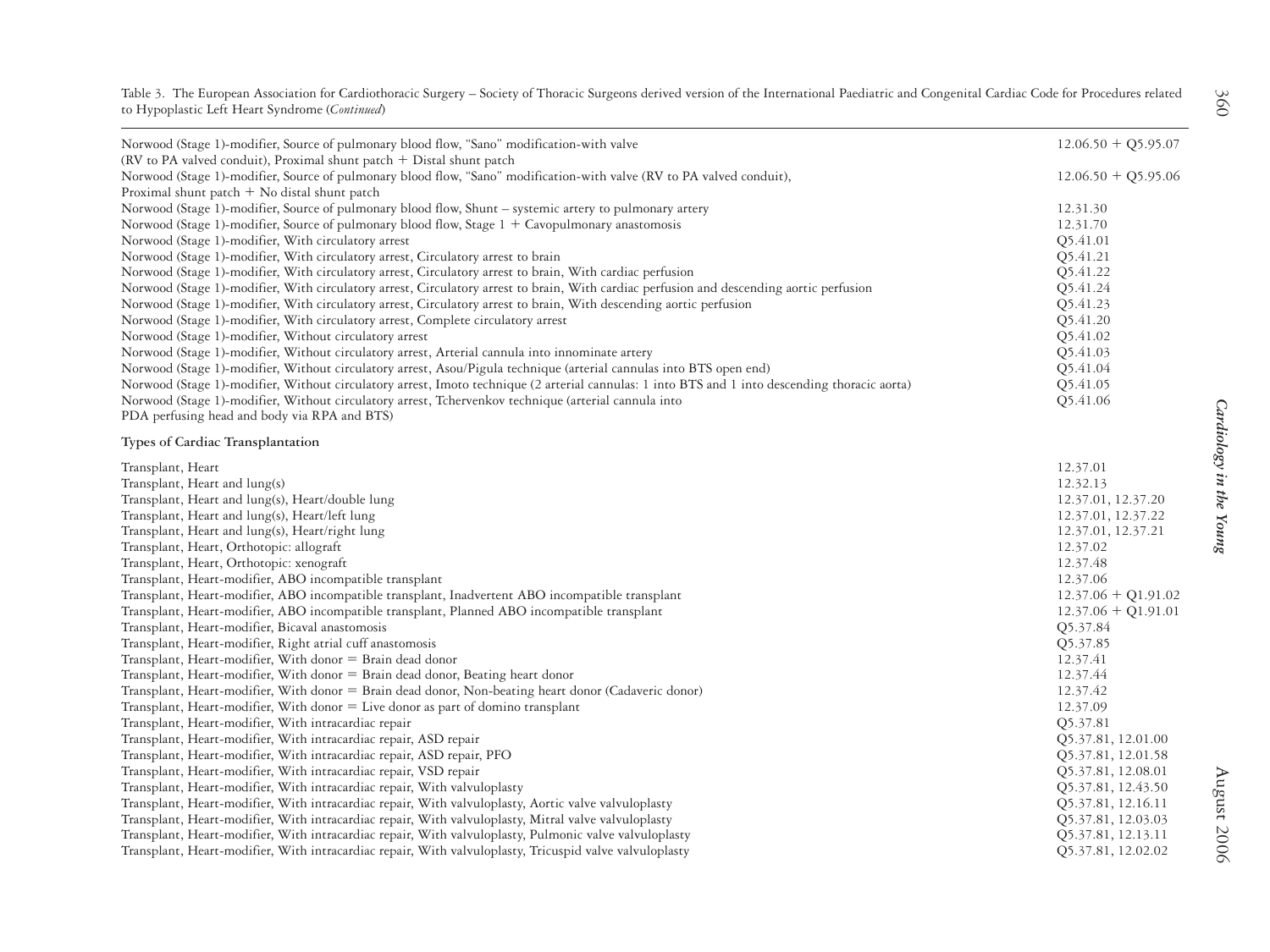Table 3. The European Association for Cardiothoracic Surgery – Society of Thoracic Surgeons derived version of the International Paediatric and Congenital Cardiac Code for Procedures related to Hypoplastic Left Heart Syndrome (*Continued*)

| | |
|---|---|
| Norwood (Stage 1)-modifier, Source of pulmonary blood flow, "Sano" modification-with valve (RV to PA valved conduit), Proximal shunt patch + Distal shunt patch | 12.06.50 + Q5.95.07 |
| Norwood (Stage 1)-modifier, Source of pulmonary blood flow, "Sano" modification-with valve (RV to PA valved conduit), Proximal shunt patch + No distal shunt patch | 12.06.50 + Q5.95.06 |
| Norwood (Stage 1)-modifier, Source of pulmonary blood flow, Shunt – systemic artery to pulmonary artery | 12.31.30 |
| Norwood (Stage 1)-modifier, Source of pulmonary blood flow, Stage 1 + Cavopulmonary anastomosis | 12.31.70 |
| Norwood (Stage 1)-modifier, With circulatory arrest | Q5.41.01 |
| Norwood (Stage 1)-modifier, With circulatory arrest, Circulatory arrest to brain | Q5.41.21 |
| Norwood (Stage 1)-modifier, With circulatory arrest, Circulatory arrest to brain, With cardiac perfusion | Q5.41.22 |
| Norwood (Stage 1)-modifier, With circulatory arrest, Circulatory arrest to brain, With cardiac perfusion and descending aortic perfusion | Q5.41.24 |
| Norwood (Stage 1)-modifier, With circulatory arrest, Circulatory arrest to brain, With descending aortic perfusion | Q5.41.23 |
| Norwood (Stage 1)-modifier, With circulatory arrest, Complete circulatory arrest | Q5.41.20 |
| Norwood (Stage 1)-modifier, Without circulatory arrest | Q5.41.02 |
| Norwood (Stage 1)-modifier, Without circulatory arrest, Arterial cannula into innominate artery | Q5.41.03 |
| Norwood (Stage 1)-modifier, Without circulatory arrest, Asou/Pigula technique (arterial cannulas into BTS open end) | Q5.41.04 |
| Norwood (Stage 1)-modifier, Without circulatory arrest, Imoto technique (2 arterial cannulas: 1 into BTS and 1 into descending thoracic aorta) | Q5.41.05 |
| Norwood (Stage 1)-modifier, Without circulatory arrest, Tchervenkov technique (arterial cannula into PDA perfusing head and body via RPA and BTS) | Q5.41.06 |
| **Types of Cardiac Transplantation** | |
| Transplant, Heart | 12.37.01 |
| Transplant, Heart and lung(s) | 12.32.13 |
| Transplant, Heart and lung(s), Heart/double lung | 12.37.01, 12.37.20 |
| Transplant, Heart and lung(s), Heart/left lung | 12.37.01, 12.37.22 |
| Transplant, Heart and lung(s), Heart/right lung | 12.37.01, 12.37.21 |
| Transplant, Heart, Orthotopic: allograft | 12.37.02 |
| Transplant, Heart, Orthotopic: xenograft | 12.37.48 |
| Transplant, Heart-modifier, ABO incompatible transplant | 12.37.06 |
| Transplant, Heart-modifier, ABO incompatible transplant, Inadvertent ABO incompatible transplant | 12.37.06 + Q1.91.02 |
| Transplant, Heart-modifier, ABO incompatible transplant, Planned ABO incompatible transplant | 12.37.06 + Q1.91.01 |
| Transplant, Heart-modifier, Bicaval anastomosis | Q5.37.84 |
| Transplant, Heart-modifier, Right atrial cuff anastomosis | Q5.37.85 |
| Transplant, Heart-modifier, With donor = Brain dead donor | 12.37.41 |
| Transplant, Heart-modifier, With donor = Brain dead donor, Beating heart donor | 12.37.44 |
| Transplant, Heart-modifier, With donor = Brain dead donor, Non-beating heart donor (Cadaveric donor) | 12.37.42 |
| Transplant, Heart-modifier, With donor = Live donor as part of domino transplant | 12.37.09 |
| Transplant, Heart-modifier, With intracardiac repair | Q5.37.81 |
| Transplant, Heart-modifier, With intracardiac repair, ASD repair | Q5.37.81, 12.01.00 |
| Transplant, Heart-modifier, With intracardiac repair, ASD repair, PFO | Q5.37.81, 12.01.58 |
| Transplant, Heart-modifier, With intracardiac repair, VSD repair | Q5.37.81, 12.08.01 |
| Transplant, Heart-modifier, With intracardiac repair, With valvuloplasty | Q5.37.81, 12.43.50 |
| Transplant, Heart-modifier, With intracardiac repair, With valvuloplasty, Aortic valve valvuloplasty | Q5.37.81, 12.16.11 |
| Transplant, Heart-modifier, With intracardiac repair, With valvuloplasty, Mitral valve valvuloplasty | Q5.37.81, 12.03.03 |
| Transplant, Heart-modifier, With intracardiac repair, With valvuloplasty, Pulmonic valve valvuloplasty | Q5.37.81, 12.13.11 |
| Transplant, Heart-modifier, With intracardiac repair, With valvuloplasty, Tricuspid valve valvuloplasty | Q5.37.81, 12.02.02 |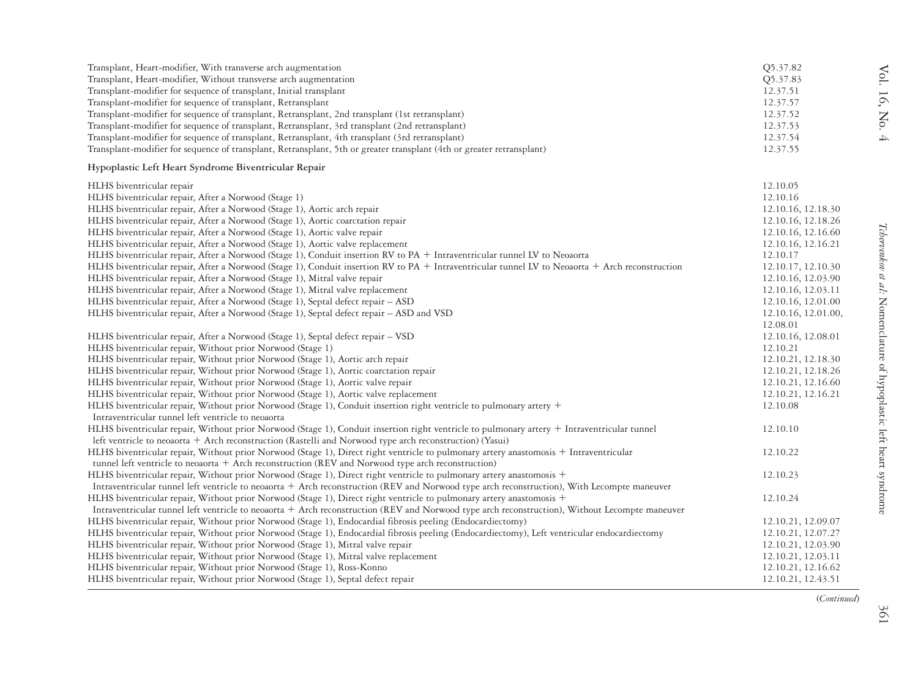| | |
|---|---|
| Transplant, Heart-modifier, With transverse arch augmentation | Q5.37.82 |
| Transplant, Heart-modifier, Without transverse arch augmentation | Q5.37.83 |
| Transplant-modifier for sequence of transplant, Initial transplant | 12.37.51 |
| Transplant-modifier for sequence of transplant, Retransplant | 12.37.57 |
| Transplant-modifier for sequence of transplant, Retransplant, 2nd transplant (1st retransplant) | 12.37.52 |
| Transplant-modifier for sequence of transplant, Retransplant, 3rd transplant (2nd retransplant) | 12.37.53 |
| Transplant-modifier for sequence of transplant, Retransplant, 4th transplant (3rd retransplant) | 12.37.54 |
| Transplant-modifier for sequence of transplant, Retransplant, 5th or greater transplant (4th or greater retransplant) | 12.37.55 |
| **Hypoplastic Left Heart Syndrome Biventricular Repair** | |
| HLHS biventricular repair | 12.10.05 |
| HLHS biventricular repair, After a Norwood (Stage 1) | 12.10.16 |
| HLHS biventricular repair, After a Norwood (Stage 1), Aortic arch repair | 12.10.16, 12.18.30 |
| HLHS biventricular repair, After a Norwood (Stage 1), Aortic coarctation repair | 12.10.16, 12.18.26 |
| HLHS biventricular repair, After a Norwood (Stage 1), Aortic valve repair | 12.10.16, 12.16.60 |
| HLHS biventricular repair, After a Norwood (Stage 1), Aortic valve replacement | 12.10.16, 12.16.21 |
| HLHS biventricular repair, After a Norwood (Stage 1), Conduit insertion RV to PA + Intraventricular tunnel LV to Neoaorta | 12.10.17 |
| HLHS biventricular repair, After a Norwood (Stage 1), Conduit insertion RV to PA + Intraventricular tunnel LV to Neoaorta + Arch reconstruction | 12.10.17, 12.10.30 |
| HLHS biventricular repair, After a Norwood (Stage 1), Mitral valve repair | 12.10.16, 12.03.90 |
| HLHS biventricular repair, After a Norwood (Stage 1), Mitral valve replacement | 12.10.16, 12.03.11 |
| HLHS biventricular repair, After a Norwood (Stage 1), Septal defect repair – ASD | 12.10.16, 12.01.00 |
| HLHS biventricular repair, After a Norwood (Stage 1), Septal defect repair – ASD and VSD | 12.10.16, 12.01.00, 12.08.01 |
| HLHS biventricular repair, After a Norwood (Stage 1), Septal defect repair – VSD | 12.10.16, 12.08.01 |
| HLHS biventricular repair, Without prior Norwood (Stage 1) | 12.10.21 |
| HLHS biventricular repair, Without prior Norwood (Stage 1), Aortic arch repair | 12.10.21, 12.18.30 |
| HLHS biventricular repair, Without prior Norwood (Stage 1), Aortic coarctation repair | 12.10.21, 12.18.26 |
| HLHS biventricular repair, Without prior Norwood (Stage 1), Aortic valve repair | 12.10.21, 12.16.60 |
| HLHS biventricular repair, Without prior Norwood (Stage 1), Aortic valve replacement | 12.10.21, 12.16.21 |
| HLHS biventricular repair, Without prior Norwood (Stage 1), Conduit insertion right ventricle to pulmonary artery + Intraventricular tunnel left ventricle to neoaorta | 12.10.08 |
| HLHS biventricular repair, Without prior Norwood (Stage 1), Conduit insertion right ventricle to pulmonary artery + Intraventricular tunnel left ventricle to neoaorta + Arch reconstruction (Rastelli and Norwood type arch reconstruction) (Yasui) | 12.10.10 |
| HLHS biventricular repair, Without prior Norwood (Stage 1), Direct right ventricle to pulmonary artery anastomosis + Intraventricular tunnel left ventricle to neoaorta + Arch reconstruction (REV and Norwood type arch reconstruction) | 12.10.22 |
| HLHS biventricular repair, Without prior Norwood (Stage 1), Direct right ventricle to pulmonary artery anastomosis + Intraventricular tunnel left ventricle to neoaorta + Arch reconstruction (REV and Norwood type arch reconstruction), With Lecompte maneuver | 12.10.23 |
| HLHS biventricular repair, Without prior Norwood (Stage 1), Direct right ventricle to pulmonary artery anastomosis + Intraventricular tunnel left ventricle to neoaorta + Arch reconstruction (REV and Norwood type arch reconstruction), Without Lecompte maneuver | 12.10.24 |
| HLHS biventricular repair, Without prior Norwood (Stage 1), Endocardial fibrosis peeling (Endocardiectomy) | 12.10.21, 12.09.07 |
| HLHS biventricular repair, Without prior Norwood (Stage 1), Endocardial fibrosis peeling (Endocardiectomy), Left ventricular endocardiectomy | 12.10.21, 12.07.27 |
| HLHS biventricular repair, Without prior Norwood (Stage 1), Mitral valve repair | 12.10.21, 12.03.90 |
| HLHS biventricular repair, Without prior Norwood (Stage 1), Mitral valve replacement | 12.10.21, 12.03.11 |
| HLHS biventricular repair, Without prior Norwood (Stage 1), Ross-Konno | 12.10.21, 12.16.62 |
| HLHS biventricular repair, Without prior Norwood (Stage 1), Septal defect repair | 12.10.21, 12.43.51 |

(*Continued*)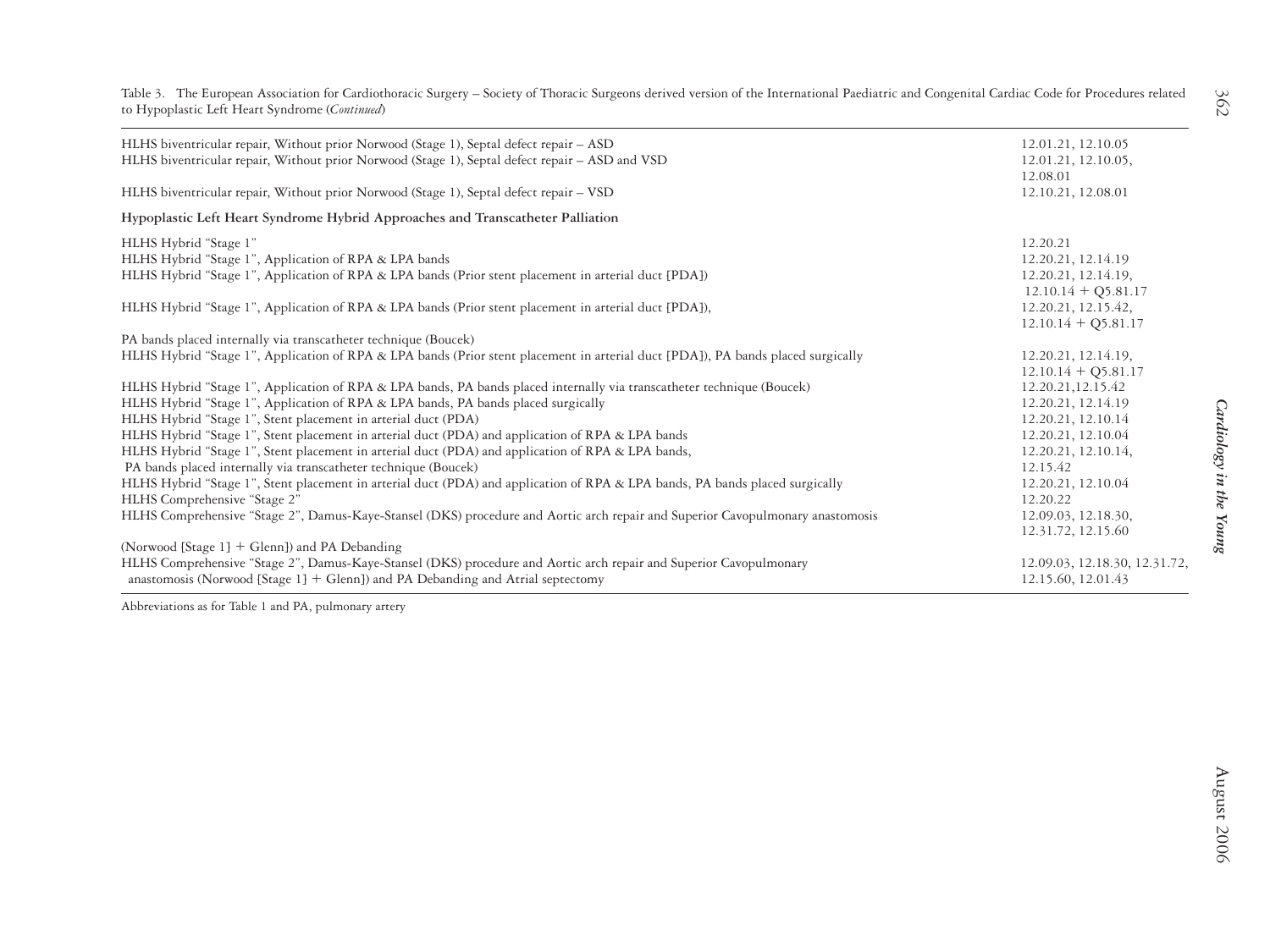Table 3. The European Association for Cardiothoracic Surgery – Society of Thoracic Surgeons derived version of the International Paediatric and Congenital Cardiac Code for Procedures related to Hypoplastic Left Heart Syndrome (*Continued*)

| | |
|---|---|
| HLHS biventricular repair, Without prior Norwood (Stage 1), Septal defect repair – ASD | 12.01.21, 12.10.05 |
| HLHS biventricular repair, Without prior Norwood (Stage 1), Septal defect repair – ASD and VSD | 12.01.21, 12.10.05, 12.08.01 |
| HLHS biventricular repair, Without prior Norwood (Stage 1), Septal defect repair – VSD | 12.10.21, 12.08.01 |
| **Hypoplastic Left Heart Syndrome Hybrid Approaches and Transcatheter Palliation** | |
| HLHS Hybrid "Stage 1" | 12.20.21 |
| HLHS Hybrid "Stage 1", Application of RPA & LPA bands | 12.20.21, 12.14.19 |
| HLHS Hybrid "Stage 1", Application of RPA & LPA bands (Prior stent placement in arterial duct [PDA]) | 12.20.21, 12.14.19, 12.10.14 + Q5.81.17 |
| HLHS Hybrid "Stage 1", Application of RPA & LPA bands (Prior stent placement in arterial duct [PDA]), PA bands placed internally via transcatheter technique (Boucek) | 12.20.21, 12.15.42, 12.10.14 + Q5.81.17 |
| HLHS Hybrid "Stage 1", Application of RPA & LPA bands (Prior stent placement in arterial duct [PDA]), PA bands placed surgically | 12.20.21, 12.14.19, 12.10.14 + Q5.81.17 |
| HLHS Hybrid "Stage 1", Application of RPA & LPA bands, PA bands placed internally via transcatheter technique (Boucek) | 12.20.21,12.15.42 |
| HLHS Hybrid "Stage 1", Application of RPA & LPA bands, PA bands placed surgically | 12.20.21, 12.14.19 |
| HLHS Hybrid "Stage 1", Stent placement in arterial duct (PDA) | 12.20.21, 12.10.14 |
| HLHS Hybrid "Stage 1", Stent placement in arterial duct (PDA) and application of RPA & LPA bands | 12.20.21, 12.10.04 |
| HLHS Hybrid "Stage 1", Stent placement in arterial duct (PDA) and application of RPA & LPA bands, PA bands placed internally via transcatheter technique (Boucek) | 12.20.21, 12.10.14, 12.15.42 |
| HLHS Hybrid "Stage 1", Stent placement in arterial duct (PDA) and application of RPA & LPA bands, PA bands placed surgically | 12.20.21, 12.10.04 |
| HLHS Comprehensive "Stage 2" | 12.20.22 |
| HLHS Comprehensive "Stage 2", Damus-Kaye-Stansel (DKS) procedure and Aortic arch repair and Superior Cavopulmonary anastomosis (Norwood [Stage 1] + Glenn]) and PA Debanding | 12.09.03, 12.18.30, 12.31.72, 12.15.60 |
| HLHS Comprehensive "Stage 2", Damus-Kaye-Stansel (DKS) procedure and Aortic arch repair and Superior Cavopulmonary anastomosis (Norwood [Stage 1] + Glenn]) and PA Debanding and Atrial septectomy | 12.09.03, 12.18.30, 12.31.72, 12.15.60, 12.01.43 |

Abbreviations as for Table 1 and PA, pulmonary artery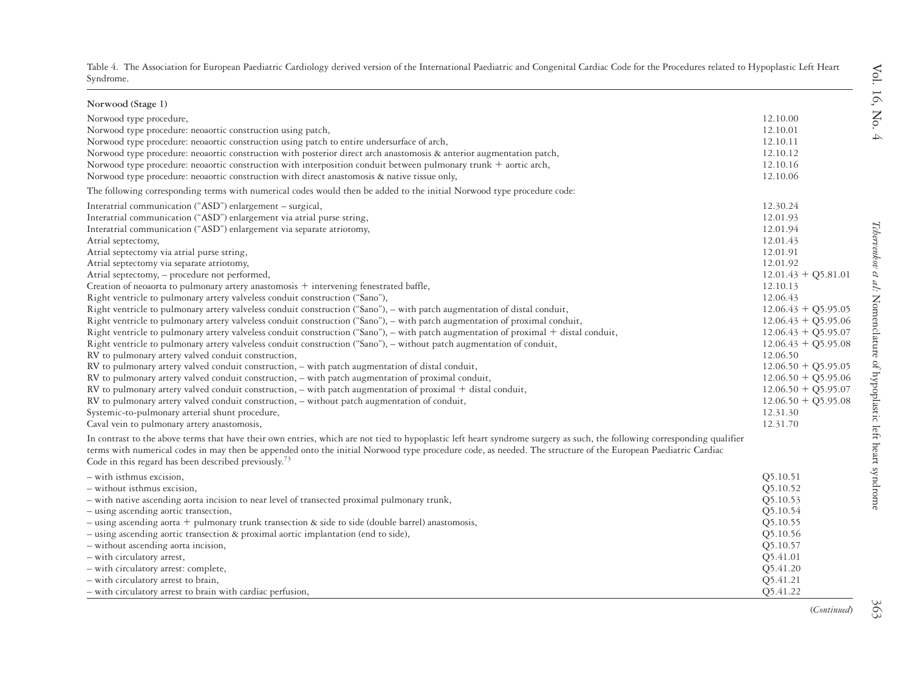Table 4. The Association for European Paediatric Cardiology derived version of the International Paediatric and Congenital Cardiac Code for the Procedures related to Hypoplastic Left Heart Syndrome.

| **Norwood (Stage 1)** | |
|---|---|
| Norwood type procedure, | 12.10.00 |
| Norwood type procedure: neoaortic construction using patch, | 12.10.01 |
| Norwood type procedure: neoaortic construction using patch to entire undersurface of arch, | 12.10.11 |
| Norwood type procedure: neoaortic construction with posterior direct arch anastomosis & anterior augmentation patch, | 12.10.12 |
| Norwood type procedure: neoaortic construction with interposition conduit between pulmonary trunk + aortic arch, | 12.10.16 |
| Norwood type procedure: neoaortic construction with direct anastomosis & native tissue only, | 12.10.06 |
| The following corresponding terms with numerical codes would then be added to the initial Norwood type procedure code: | |
| Interatrial communication ("ASD") enlargement – surgical, | 12.30.24 |
| Interatrial communication ("ASD") enlargement via atrial purse string, | 12.01.93 |
| Interatrial communication ("ASD") enlargement via separate atriotomy, | 12.01.94 |
| Atrial septectomy, | 12.01.43 |
| Atrial septectomy via atrial purse string, | 12.01.91 |
| Atrial septectomy via separate atriotomy, | 12.01.92 |
| Atrial septectomy, – procedure not performed, | 12.01.43 + Q5.81.01 |
| Creation of neoaorta to pulmonary artery anastomosis + intervening fenestrated baffle, | 12.10.13 |
| Right ventricle to pulmonary artery valveless conduit construction ("Sano"), | 12.06.43 |
| Right ventricle to pulmonary artery valveless conduit construction ("Sano"), – with patch augmentation of distal conduit, | 12.06.43 + Q5.95.05 |
| Right ventricle to pulmonary artery valveless conduit construction ("Sano"), – with patch augmentation of proximal conduit, | 12.06.43 + Q5.95.06 |
| Right ventricle to pulmonary artery valveless conduit construction ("Sano"), – with patch augmentation of proximal + distal conduit, | 12.06.43 + Q5.95.07 |
| Right ventricle to pulmonary artery valveless conduit construction ("Sano"), – without patch augmentation of conduit, | 12.06.43 + Q5.95.08 |
| RV to pulmonary artery valved conduit construction, | 12.06.50 |
| RV to pulmonary artery valved conduit construction, – with patch augmentation of distal conduit, | 12.06.50 + Q5.95.05 |
| RV to pulmonary artery valved conduit construction, – with patch augmentation of proximal conduit, | 12.06.50 + Q5.95.06 |
| RV to pulmonary artery valved conduit construction, – with patch augmentation of proximal + distal conduit, | 12.06.50 + Q5.95.07 |
| RV to pulmonary artery valved conduit construction, – without patch augmentation of conduit, | 12.06.50 + Q5.95.08 |
| Systemic-to-pulmonary arterial shunt procedure, | 12.31.30 |
| Caval vein to pulmonary artery anastomosis, | 12.31.70 |
| In contrast to the above terms that have their own entries, which are not tied to hypoplastic left heart syndrome surgery as such, the following corresponding qualifier terms with numerical codes in may then be appended onto the initial Norwood type procedure code, as needed. The structure of the European Paediatric Cardiac Code in this regard has been described previously.[73] | |
| – with isthmus excision, | Q5.10.51 |
| – without isthmus excision, | Q5.10.52 |
| – with native ascending aorta incision to near level of transected proximal pulmonary trunk, | Q5.10.53 |
| – using ascending aortic transection, | Q5.10.54 |
| – using ascending aorta + pulmonary trunk transection & side to side (double barrel) anastomosis, | Q5.10.55 |
| – using ascending aortic transection & proximal aortic implantation (end to side), | Q5.10.56 |
| – without ascending aorta incision, | Q5.10.57 |
| – with circulatory arrest, | Q5.41.01 |
| – with circulatory arrest: complete, | Q5.41.20 |
| – with circulatory arrest to brain, | Q5.41.21 |
| – with circulatory arrest to brain with cardiac perfusion, | Q5.41.22 |

(*Continued*)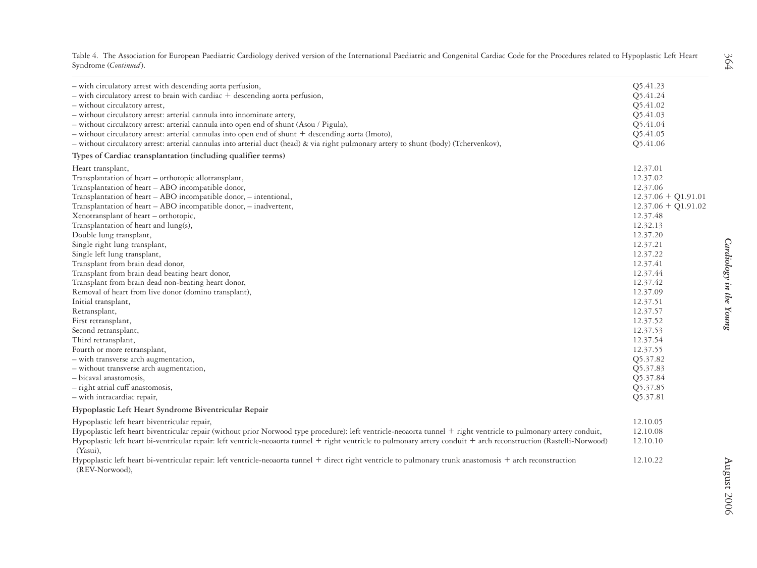Table 4. The Association for European Paediatric Cardiology derived version of the International Paediatric and Congenital Cardiac Code for the Procedures related to Hypoplastic Left Heart Syndrome (*Continued*).

| | |
|---|---|
| – with circulatory arrest with descending aorta perfusion, | Q5.41.23 |
| – with circulatory arrest to brain with cardiac + descending aorta perfusion, | Q5.41.24 |
| – without circulatory arrest, | Q5.41.02 |
| – without circulatory arrest: arterial cannula into innominate artery, | Q5.41.03 |
| – without circulatory arrest: arterial cannula into open end of shunt (Asou / Pigula), | Q5.41.04 |
| – without circulatory arrest: arterial cannulas into open end of shunt + descending aorta (Imoto), | Q5.41.05 |
| – without circulatory arrest: arterial cannulas into arterial duct (head) & via right pulmonary artery to shunt (body) (Tchervenkov), | Q5.41.06 |
| **Types of Cardiac transplantation (including qualifier terms)** | |
| Heart transplant, | 12.37.01 |
| Transplantation of heart – orthotopic allotransplant, | 12.37.02 |
| Transplantation of heart – ABO incompatible donor, | 12.37.06 |
| Transplantation of heart – ABO incompatible donor, – intentional, | 12.37.06 + Q1.91.01 |
| Transplantation of heart – ABO incompatible donor, – inadvertent, | 12.37.06 + Q1.91.02 |
| Xenotransplant of heart – orthotopic, | 12.37.48 |
| Transplantation of heart and lung(s), | 12.32.13 |
| Double lung transplant, | 12.37.20 |
| Single right lung transplant, | 12.37.21 |
| Single left lung transplant, | 12.37.22 |
| Transplant from brain dead donor, | 12.37.41 |
| Transplant from brain dead beating heart donor, | 12.37.44 |
| Transplant from brain dead non-beating heart donor, | 12.37.42 |
| Removal of heart from live donor (domino transplant), | 12.37.09 |
| Initial transplant, | 12.37.51 |
| Retransplant, | 12.37.57 |
| First retransplant, | 12.37.52 |
| Second retransplant, | 12.37.53 |
| Third retransplant, | 12.37.54 |
| Fourth or more retransplant, | 12.37.55 |
| – with transverse arch augmentation, | Q5.37.82 |
| – without transverse arch augmentation, | Q5.37.83 |
| – bicaval anastomosis, | Q5.37.84 |
| – right atrial cuff anastomosis, | Q5.37.85 |
| – with intracardiac repair, | Q5.37.81 |
| **Hypoplastic Left Heart Syndrome Biventricular Repair** | |
| Hypoplastic left heart biventricular repair, | 12.10.05 |
| Hypoplastic left heart biventricular repair (without prior Norwood type procedure): left ventricle-neoaorta tunnel + right ventricle to pulmonary artery conduit, | 12.10.08 |
| Hypoplastic left heart bi-ventricular repair: left ventricle-neoaorta tunnel + right ventricle to pulmonary artery conduit + arch reconstruction (Rastelli-Norwood) (Yasui), | 12.10.10 |
| Hypoplastic left heart bi-ventricular repair: left ventricle-neoaorta tunnel + direct right ventricle to pulmonary trunk anastomosis + arch reconstruction (REV-Norwood), | 12.10.22 |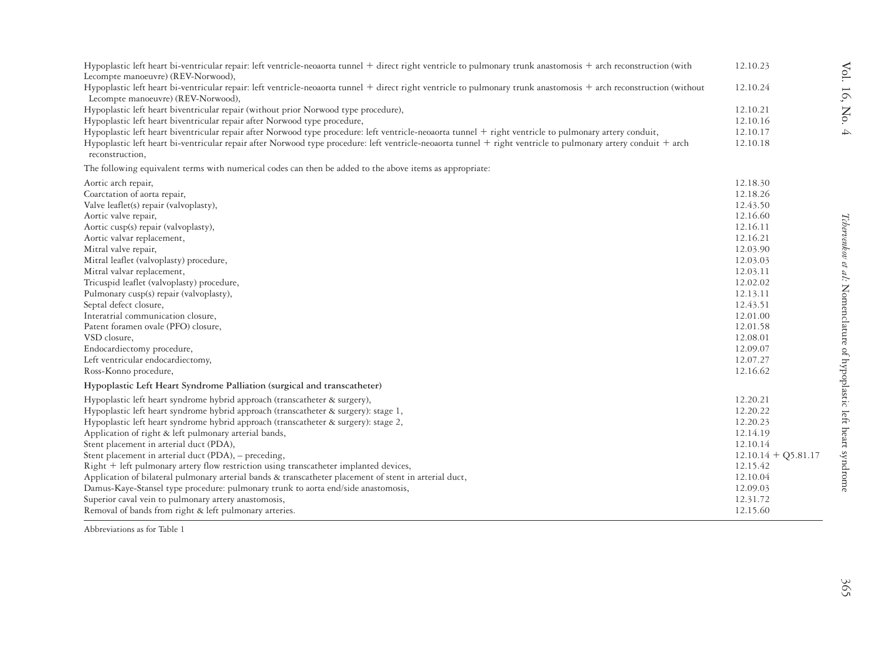| | |
|---|---|
| Hypoplastic left heart bi-ventricular repair: left ventricle-neoaorta tunnel + direct right ventricle to pulmonary trunk anastomosis + arch reconstruction (with Lecompte manoeuvre) (REV-Norwood), | 12.10.23 |
| Hypoplastic left heart bi-ventricular repair: left ventricle-neoaorta tunnel + direct right ventricle to pulmonary trunk anastomosis + arch reconstruction (without Lecompte manoeuvre) (REV-Norwood), | 12.10.24 |
| Hypoplastic left heart biventricular repair (without prior Norwood type procedure), | 12.10.21 |
| Hypoplastic left heart biventricular repair after Norwood type procedure, | 12.10.16 |
| Hypoplastic left heart biventricular repair after Norwood type procedure: left ventricle-neoaorta tunnel + right ventricle to pulmonary artery conduit, | 12.10.17 |
| Hypoplastic left heart bi-ventricular repair after Norwood type procedure: left ventricle-neoaorta tunnel + right ventricle to pulmonary artery conduit + arch reconstruction, | 12.10.18 |
| The following equivalent terms with numerical codes can then be added to the above items as appropriate: | |
| Aortic arch repair, | 12.18.30 |
| Coarctation of aorta repair, | 12.18.26 |
| Valve leaflet(s) repair (valvoplasty), | 12.43.50 |
| Aortic valve repair, | 12.16.60 |
| Aortic cusp(s) repair (valvoplasty), | 12.16.11 |
| Aortic valvar replacement, | 12.16.21 |
| Mitral valve repair, | 12.03.90 |
| Mitral leaflet (valvoplasty) procedure, | 12.03.03 |
| Mitral valvar replacement, | 12.03.11 |
| Tricuspid leaflet (valvoplasty) procedure, | 12.02.02 |
| Pulmonary cusp(s) repair (valvoplasty), | 12.13.11 |
| Septal defect closure, | 12.43.51 |
| Interatrial communication closure, | 12.01.00 |
| Patent foramen ovale (PFO) closure, | 12.01.58 |
| VSD closure, | 12.08.01 |
| Endocardiectomy procedure, | 12.09.07 |
| Left ventricular endocardiectomy, | 12.07.27 |
| Ross-Konno procedure, | 12.16.62 |
| **Hypoplastic Left Heart Syndrome Palliation (surgical and transcatheter)** | |
| Hypoplastic left heart syndrome hybrid approach (transcatheter & surgery), | 12.20.21 |
| Hypoplastic left heart syndrome hybrid approach (transcatheter & surgery): stage 1, | 12.20.22 |
| Hypoplastic left heart syndrome hybrid approach (transcatheter & surgery): stage 2, | 12.20.23 |
| Application of right & left pulmonary arterial bands, | 12.14.19 |
| Stent placement in arterial duct (PDA), | 12.10.14 |
| Stent placement in arterial duct (PDA), – preceding, | 12.10.14 + Q5.81.17 |
| Right + left pulmonary artery flow restriction using transcatheter implanted devices, | 12.15.42 |
| Application of bilateral pulmonary arterial bands & transcatheter placement of stent in arterial duct, | 12.10.04 |
| Damus-Kaye-Stansel type procedure: pulmonary trunk to aorta end/side anastomosis, | 12.09.03 |
| Superior caval vein to pulmonary artery anastomosis, | 12.31.72 |
| Removal of bands from right & left pulmonary arteries. | 12.15.60 |

Abbreviations as for Table 1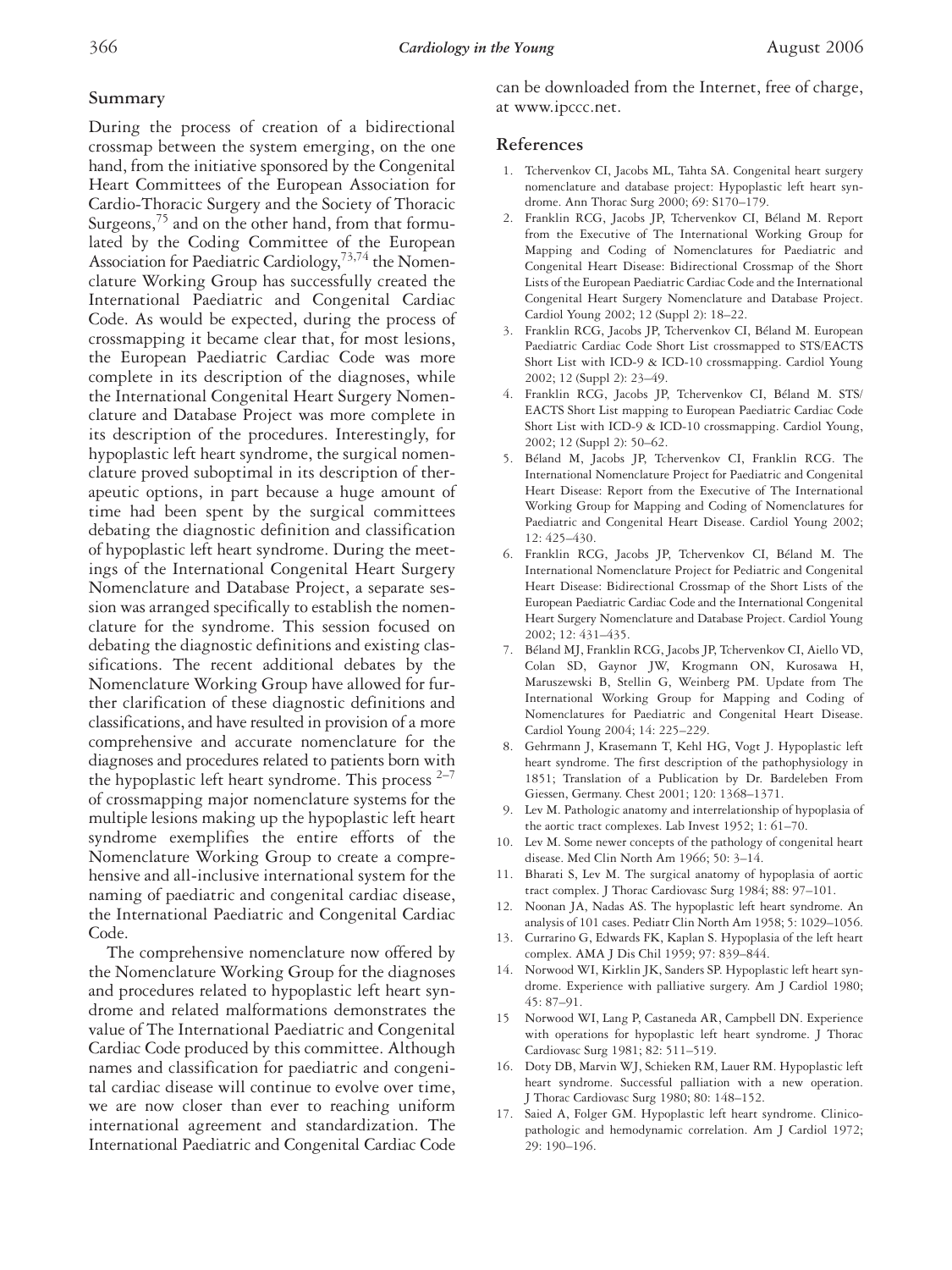## Summary

During the process of creation of a bidirectional crossmap between the system emerging, on the one hand, from the initiative sponsored by the Congenital Heart Committees of the European Association for Cardio-Thoracic Surgery and the Society of Thoracic Surgeons,[75] and on the other hand, from that formulated by the Coding Committee of the European Association for Paediatric Cardiology,[73,74] the Nomenclature Working Group has successfully created the International Paediatric and Congenital Cardiac Code. As would be expected, during the process of crossmapping it became clear that, for most lesions, the European Paediatric Cardiac Code was more complete in its description of the diagnoses, while the International Congenital Heart Surgery Nomenclature and Database Project was more complete in its description of the procedures. Interestingly, for hypoplastic left heart syndrome, the surgical nomenclature proved suboptimal in its description of therapeutic options, in part because a huge amount of time had been spent by the surgical committees debating the diagnostic definition and classification of hypoplastic left heart syndrome. During the meetings of the International Congenital Heart Surgery Nomenclature and Database Project, a separate session was arranged specifically to establish the nomenclature for the syndrome. This session focused on debating the diagnostic definitions and existing classifications. The recent additional debates by the Nomenclature Working Group have allowed for further clarification of these diagnostic definitions and classifications, and have resulted in provision of a more comprehensive and accurate nomenclature for the diagnoses and procedures related to patients born with the hypoplastic left heart syndrome. This process [2–7] of crossmapping major nomenclature systems for the multiple lesions making up the hypoplastic left heart syndrome exemplifies the entire efforts of the Nomenclature Working Group to create a comprehensive and all-inclusive international system for the naming of paediatric and congenital cardiac disease, the International Paediatric and Congenital Cardiac Code.

The comprehensive nomenclature now offered by the Nomenclature Working Group for the diagnoses and procedures related to hypoplastic left heart syndrome and related malformations demonstrates the value of The International Paediatric and Congenital Cardiac Code produced by this committee. Although names and classification for paediatric and congenital cardiac disease will continue to evolve over time, we are now closer than ever to reaching uniform international agreement and standardization. The International Paediatric and Congenital Cardiac Code can be downloaded from the Internet, free of charge, at www.ipccc.net.

## References

1. Tchervenkov CI, Jacobs ML, Tahta SA. Congenital heart surgery nomenclature and database project: Hypoplastic left heart syndrome. Ann Thorac Surg 2000; 69: S170–179.
2. Franklin RCG, Jacobs JP, Tchervenkov CI, Béland M. Report from the Executive of The International Working Group for Mapping and Coding of Nomenclatures for Paediatric and Congenital Heart Disease: Bidirectional Crossmap of the Short Lists of the European Paediatric Cardiac Code and the International Congenital Heart Surgery Nomenclature and Database Project. Cardiol Young 2002; 12 (Suppl 2): 18–22.
3. Franklin RCG, Jacobs JP, Tchervenkov CI, Béland M. European Paediatric Cardiac Code Short List crossmapped to STS/EACTS Short List with ICD-9 & ICD-10 crossmapping. Cardiol Young 2002; 12 (Suppl 2): 23–49.
4. Franklin RCG, Jacobs JP, Tchervenkov CI, Béland M. STS/EACTS Short List mapping to European Paediatric Cardiac Code Short List with ICD-9 & ICD-10 crossmapping. Cardiol Young, 2002; 12 (Suppl 2): 50–62.
5. Béland M, Jacobs JP, Tchervenkov CI, Franklin RCG. The International Nomenclature Project for Paediatric and Congenital Heart Disease: Report from the Executive of The International Working Group for Mapping and Coding of Nomenclatures for Paediatric and Congenital Heart Disease. Cardiol Young 2002; 12: 425–430.
6. Franklin RCG, Jacobs JP, Tchervenkov CI, Béland M. The International Nomenclature Project for Pediatric and Congenital Heart Disease: Bidirectional Crossmap of the Short Lists of the European Paediatric Cardiac Code and the International Congenital Heart Surgery Nomenclature and Database Project. Cardiol Young 2002; 12: 431–435.
7. Béland MJ, Franklin RCG, Jacobs JP, Tchervenkov CI, Aiello VD, Colan SD, Gaynor JW, Krogmann ON, Kurosawa H, Maruszewski B, Stellin G, Weinberg PM. Update from The International Working Group for Mapping and Coding of Nomenclatures for Paediatric and Congenital Heart Disease. Cardiol Young 2004; 14: 225–229.
8. Gehrmann J, Krasemann T, Kehl HG, Vogt J. Hypoplastic left heart syndrome. The first description of the pathophysiology in 1851; Translation of a Publication by Dr. Bardeleben From Giessen, Germany. Chest 2001; 120: 1368–1371.
9. Lev M. Pathologic anatomy and interrelationship of hypoplasia of the aortic tract complexes. Lab Invest 1952; 1: 61–70.
10. Lev M. Some newer concepts of the pathology of congenital heart disease. Med Clin North Am 1966; 50: 3–14.
11. Bharati S, Lev M. The surgical anatomy of hypoplasia of aortic tract complex. J Thorac Cardiovasc Surg 1984; 88: 97–101.
12. Noonan JA, Nadas AS. The hypoplastic left heart syndrome. An analysis of 101 cases. Pediatr Clin North Am 1958; 5: 1029–1056.
13. Currarino G, Edwards FK, Kaplan S. Hypoplasia of the left heart complex. AMA J Dis Chil 1959; 97: 839–844.
14. Norwood WI, Kirklin JK, Sanders SP. Hypoplastic left heart syndrome. Experience with palliative surgery. Am J Cardiol 1980; 45: 87–91.
15. Norwood WI, Lang P, Castaneda AR, Campbell DN. Experience with operations for hypoplastic left heart syndrome. J Thorac Cardiovasc Surg 1981; 82: 511–519.
16. Doty DB, Marvin WJ, Schieken RM, Lauer RM. Hypoplastic left heart syndrome. Successful palliation with a new operation. J Thorac Cardiovasc Surg 1980; 80: 148–152.
17. Saied A, Folger GM. Hypoplastic left heart syndrome. Clinicopathologic and hemodynamic correlation. Am J Cardiol 1972; 29: 190–196.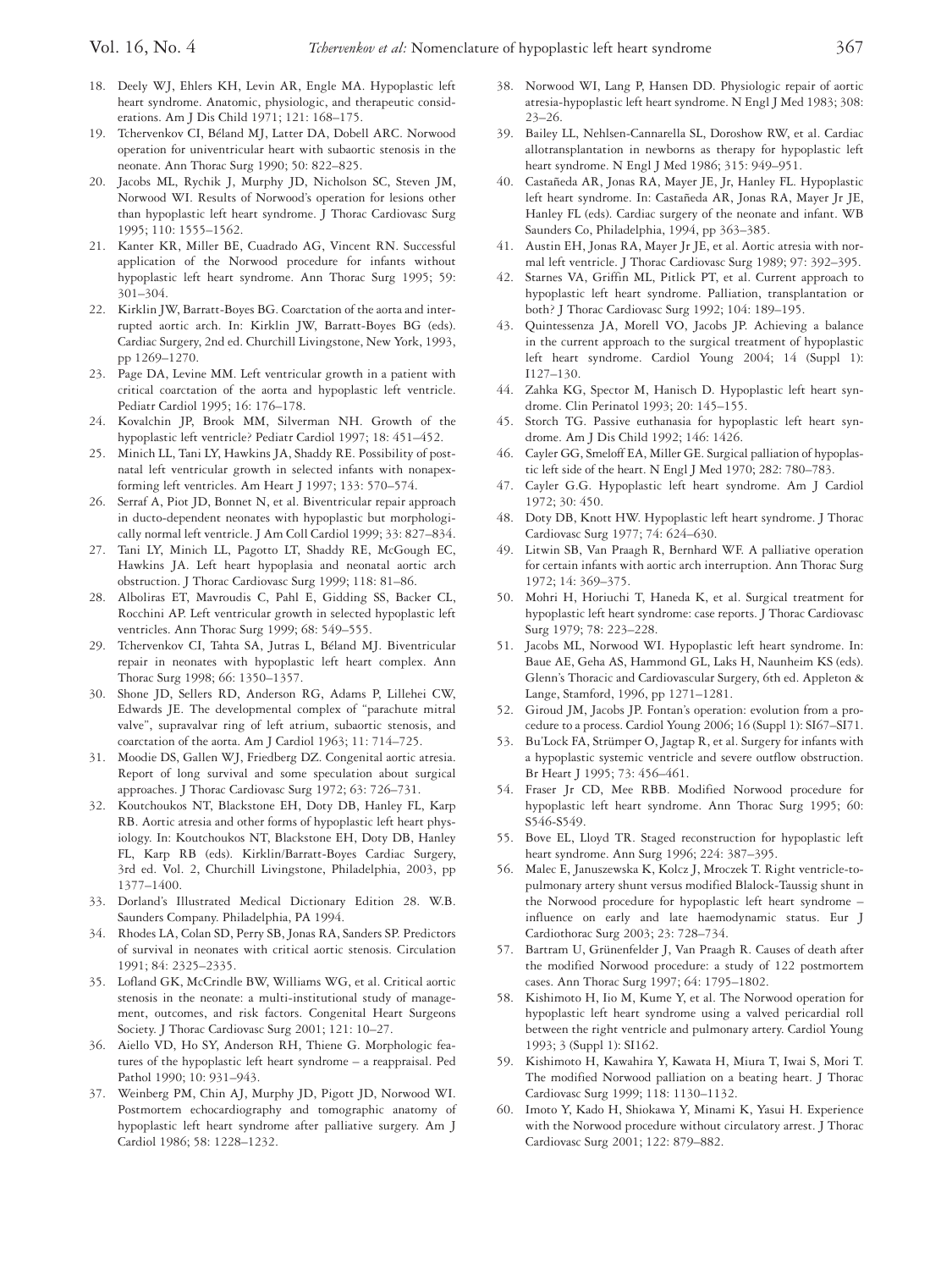18. Deely WJ, Ehlers KH, Levin AR, Engle MA. Hypoplastic left heart syndrome. Anatomic, physiologic, and therapeutic considerations. Am J Dis Child 1971; 121: 168–175.
19. Tchervenkov CI, Béland MJ, Latter DA, Dobell ARC. Norwood operation for univentricular heart with subaortic stenosis in the neonate. Ann Thorac Surg 1990; 50: 822–825.
20. Jacobs ML, Rychik J, Murphy JD, Nicholson SC, Steven JM, Norwood WI. Results of Norwood's operation for lesions other than hypoplastic left heart syndrome. J Thorac Cardiovasc Surg 1995; 110: 1555–1562.
21. Kanter KR, Miller BE, Cuadrado AG, Vincent RN. Successful application of the Norwood procedure for infants without hypoplastic left heart syndrome. Ann Thorac Surg 1995; 59: 301–304.
22. Kirklin JW, Barratt-Boyes BG. Coarctation of the aorta and interrupted aortic arch. In: Kirklin JW, Barratt-Boyes BG (eds). Cardiac Surgery, 2nd ed. Churchill Livingstone, New York, 1993, pp 1269–1270.
23. Page DA, Levine MM. Left ventricular growth in a patient with critical coarctation of the aorta and hypoplastic left ventricle. Pediatr Cardiol 1995; 16: 176–178.
24. Kovalchin JP, Brook MM, Silverman NH. Growth of the hypoplastic left ventricle? Pediatr Cardiol 1997; 18: 451–452.
25. Minich LL, Tani LY, Hawkins JA, Shaddy RE. Possibility of postnatal left ventricular growth in selected infants with nonapexforming left ventricles. Am Heart J 1997; 133: 570–574.
26. Serraf A, Piot JD, Bonnet N, et al. Biventricular repair approach in ducto-dependent neonates with hypoplastic but morphologically normal left ventricle. J Am Coll Cardiol 1999; 33: 827–834.
27. Tani LY, Minich LL, Pagotto LT, Shaddy RE, McGough EC, Hawkins JA. Left heart hypoplasia and neonatal aortic arch obstruction. J Thorac Cardiovasc Surg 1999; 118: 81–86.
28. Alboliras ET, Mavroudis C, Pahl E, Gidding SS, Backer CL, Rocchini AP. Left ventricular growth in selected hypoplastic left ventricles. Ann Thorac Surg 1999; 68: 549–555.
29. Tchervenkov CI, Tahta SA, Jutras L, Béland MJ. Biventricular repair in neonates with hypoplastic left heart complex. Ann Thorac Surg 1998; 66: 1350–1357.
30. Shone JD, Sellers RD, Anderson RG, Adams P, Lillehei CW, Edwards JE. The developmental complex of "parachute mitral valve", supravalvar ring of left atrium, subaortic stenosis, and coarctation of the aorta. Am J Cardiol 1963; 11: 714–725.
31. Moodie DS, Gallen WJ, Friedberg DZ. Congenital aortic atresia. Report of long survival and some speculation about surgical approaches. J Thorac Cardiovasc Surg 1972; 63: 726–731.
32. Koutchoukos NT, Blackstone EH, Doty DB, Hanley FL, Karp RB. Aortic atresia and other forms of hypoplastic left heart physiology. In: Koutchoukos NT, Blackstone EH, Doty DB, Hanley FL, Karp RB (eds). Kirklin/Barratt-Boyes Cardiac Surgery, 3rd ed. Vol. 2, Churchill Livingstone, Philadelphia, 2003, pp 1377–1400.
33. Dorland's Illustrated Medical Dictionary Edition 28. W.B. Saunders Company. Philadelphia, PA 1994.
34. Rhodes LA, Colan SD, Perry SB, Jonas RA, Sanders SP. Predictors of survival in neonates with critical aortic stenosis. Circulation 1991; 84: 2325–2335.
35. Lofland GK, McCrindle BW, Williams WG, et al. Critical aortic stenosis in the neonate: a multi-institutional study of management, outcomes, and risk factors. Congenital Heart Surgeons Society. J Thorac Cardiovasc Surg 2001; 121: 10–27.
36. Aiello VD, Ho SY, Anderson RH, Thiene G. Morphologic features of the hypoplastic left heart syndrome – a reappraisal. Ped Pathol 1990; 10: 931–943.
37. Weinberg PM, Chin AJ, Murphy JD, Pigott JD, Norwood WI. Postmortem echocardiography and tomographic anatomy of hypoplastic left heart syndrome after palliative surgery. Am J Cardiol 1986; 58: 1228–1232.
38. Norwood WI, Lang P, Hansen DD. Physiologic repair of aortic atresia-hypoplastic left heart syndrome. N Engl J Med 1983; 308: 23–26.
39. Bailey LL, Nehlsen-Cannarella SL, Doroshow RW, et al. Cardiac allotransplantation in newborns as therapy for hypoplastic left heart syndrome. N Engl J Med 1986; 315: 949–951.
40. Castañeda AR, Jonas RA, Mayer JE, Jr, Hanley FL. Hypoplastic left heart syndrome. In: Castañeda AR, Jonas RA, Mayer Jr JE, Hanley FL (eds). Cardiac surgery of the neonate and infant. WB Saunders Co, Philadelphia, 1994, pp 363–385.
41. Austin EH, Jonas RA, Mayer Jr JE, et al. Aortic atresia with normal left ventricle. J Thorac Cardiovasc Surg 1989; 97: 392–395.
42. Starnes VA, Griffin ML, Pitlick PT, et al. Current approach to hypoplastic left heart syndrome. Palliation, transplantation or both? J Thorac Cardiovasc Surg 1992; 104: 189–195.
43. Quintessenza JA, Morell VO, Jacobs JP. Achieving a balance in the current approach to the surgical treatment of hypoplastic left heart syndrome. Cardiol Young 2004; 14 (Suppl 1): I127–130.
44. Zahka KG, Spector M, Hanisch D. Hypoplastic left heart syndrome. Clin Perinatol 1993; 20: 145–155.
45. Storch TG. Passive euthanasia for hypoplastic left heart syndrome. Am J Dis Child 1992; 146: 1426.
46. Cayler GG, Smeloff EA, Miller GE. Surgical palliation of hypoplastic left side of the heart. N Engl J Med 1970; 282: 780–783.
47. Cayler G.G. Hypoplastic left heart syndrome. Am J Cardiol 1972; 30: 450.
48. Doty DB, Knott HW. Hypoplastic left heart syndrome. J Thorac Cardiovasc Surg 1977; 74: 624–630.
49. Litwin SB, Van Praagh R, Bernhard WF. A palliative operation for certain infants with aortic arch interruption. Ann Thorac Surg 1972; 14: 369–375.
50. Mohri H, Horiuchi T, Haneda K, et al. Surgical treatment for hypoplastic left heart syndrome: case reports. J Thorac Cardiovasc Surg 1979; 78: 223–228.
51. Jacobs ML, Norwood WI. Hypoplastic left heart syndrome. In: Baue AE, Geha AS, Hammond GL, Laks H, Naunheim KS (eds). Glenn's Thoracic and Cardiovascular Surgery, 6th ed. Appleton & Lange, Stamford, 1996, pp 1271–1281.
52. Giroud JM, Jacobs JP. Fontan's operation: evolution from a procedure to a process. Cardiol Young 2006; 16 (Suppl 1): SI67–SI71.
53. Bu'Lock FA, Strümper O, Jagtap R, et al. Surgery for infants with a hypoplastic systemic ventricle and severe outflow obstruction. Br Heart J 1995; 73: 456–461.
54. Fraser Jr CD, Mee RBB. Modified Norwood procedure for hypoplastic left heart syndrome. Ann Thorac Surg 1995; 60: S546-S549.
55. Bove EL, Lloyd TR. Staged reconstruction for hypoplastic left heart syndrome. Ann Surg 1996; 224: 387–395.
56. Malec E, Januszewska K, Kolcz J, Mroczek T. Right ventricle-to-pulmonary artery shunt versus modified Blalock-Taussig shunt in the Norwood procedure for hypoplastic left heart syndrome – influence on early and late haemodynamic status. Eur J Cardiothorac Surg 2003; 23: 728–734.
57. Bartram U, Grünenfelder J, Van Praagh R. Causes of death after the modified Norwood procedure: a study of 122 postmortem cases. Ann Thorac Surg 1997; 64: 1795–1802.
58. Kishimoto H, Iio M, Kume Y, et al. The Norwood operation for hypoplastic left heart syndrome using a valved pericardial roll between the right ventricle and pulmonary artery. Cardiol Young 1993; 3 (Suppl 1): SI162.
59. Kishimoto H, Kawahira Y, Kawata H, Miura T, Iwai S, Mori T. The modified Norwood palliation on a beating heart. J Thorac Cardiovasc Surg 1999; 118: 1130–1132.
60. Imoto Y, Kado H, Shiokawa Y, Minami K, Yasui H. Experience with the Norwood procedure without circulatory arrest. J Thorac Cardiovasc Surg 2001; 122: 879–882.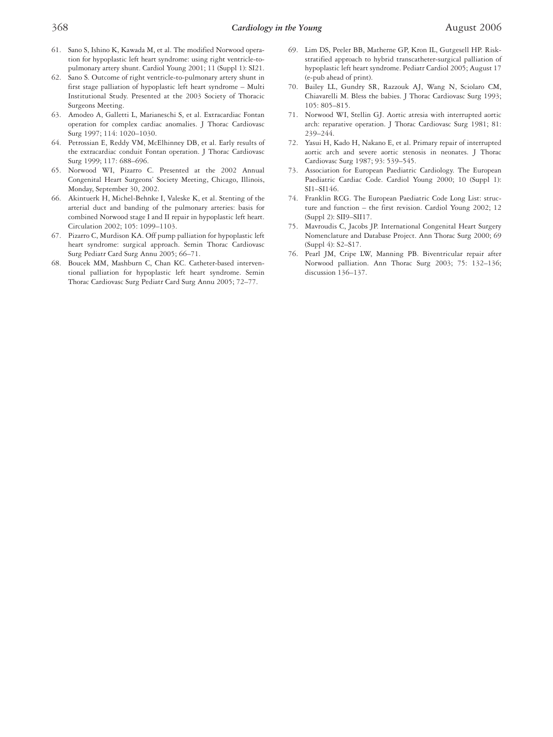61. Sano S, Ishino K, Kawada M, et al. The modified Norwood operation for hypoplastic left heart syndrome: using right ventricle-to-pulmonary artery shunt. Cardiol Young 2001; 11 (Suppl 1): SI21.
62. Sano S. Outcome of right ventricle-to-pulmonary artery shunt in first stage palliation of hypoplastic left heart syndrome – Multi Institutional Study. Presented at the 2003 Society of Thoracic Surgeons Meeting.
63. Amodeo A, Galletti L, Marianeschi S, et al. Extracardiac Fontan operation for complex cardiac anomalies. J Thorac Cardiovasc Surg 1997; 114: 1020–1030.
64. Petrossian E, Reddy VM, McElhinney DB, et al. Early results of the extracardiac conduit Fontan operation. J Thorac Cardiovasc Surg 1999; 117: 688–696.
65. Norwood WI, Pizarro C. Presented at the 2002 Annual Congenital Heart Surgeons' Society Meeting, Chicago, Illinois, Monday, September 30, 2002.
66. Akintuerk H, Michel-Behnke I, Valeske K, et al. Stenting of the arterial duct and banding of the pulmonary arteries: basis for combined Norwood stage I and II repair in hypoplastic left heart. Circulation 2002; 105: 1099–1103.
67. Pizarro C, Murdison KA. Off pump palliation for hypoplastic left heart syndrome: surgical approach. Semin Thorac Cardiovasc Surg Pediatr Card Surg Annu 2005; 66–71.
68. Boucek MM, Mashburn C, Chan KC. Catheter-based interventional palliation for hypoplastic left heart syndrome. Semin Thorac Cardiovasc Surg Pediatr Card Surg Annu 2005; 72–77.
69. Lim DS, Peeler BB, Matherne GP, Kron IL, Gutgesell HP. Risk-stratified approach to hybrid transcatheter-surgical palliation of hypoplastic left heart syndrome. Pediatr Cardiol 2005; August 17 (e-pub ahead of print).
70. Bailey LL, Gundry SR, Razzouk AJ, Wang N, Sciolaro CM, Chiavarelli M. Bless the babies. J Thorac Cardiovasc Surg 1993; 105: 805–815.
71. Norwood WI, Stellin GJ. Aortic atresia with interrupted aortic arch: reparative operation. J Thorac Cardiovasc Surg 1981; 81: 239–244.
72. Yasui H, Kado H, Nakano E, et al. Primary repair of interrupted aortic arch and severe aortic stenosis in neonates. J Thorac Cardiovasc Surg 1987; 93: 539–545.
73. Association for European Paediatric Cardiology. The European Paediatric Cardiac Code. Cardiol Young 2000; 10 (Suppl 1): SI1–SI146.
74. Franklin RCG. The European Paediatric Code Long List: structure and function – the first revision. Cardiol Young 2002; 12 (Suppl 2): SII9–SII17.
75. Mavroudis C, Jacobs JP. International Congenital Heart Surgery Nomenclature and Database Project. Ann Thorac Surg 2000; 69 (Suppl 4): S2–S17.
76. Pearl JM, Cripe LW, Manning PB. Biventricular repair after Norwood palliation. Ann Thorac Surg 2003; 75: 132–136; discussion 136–137.